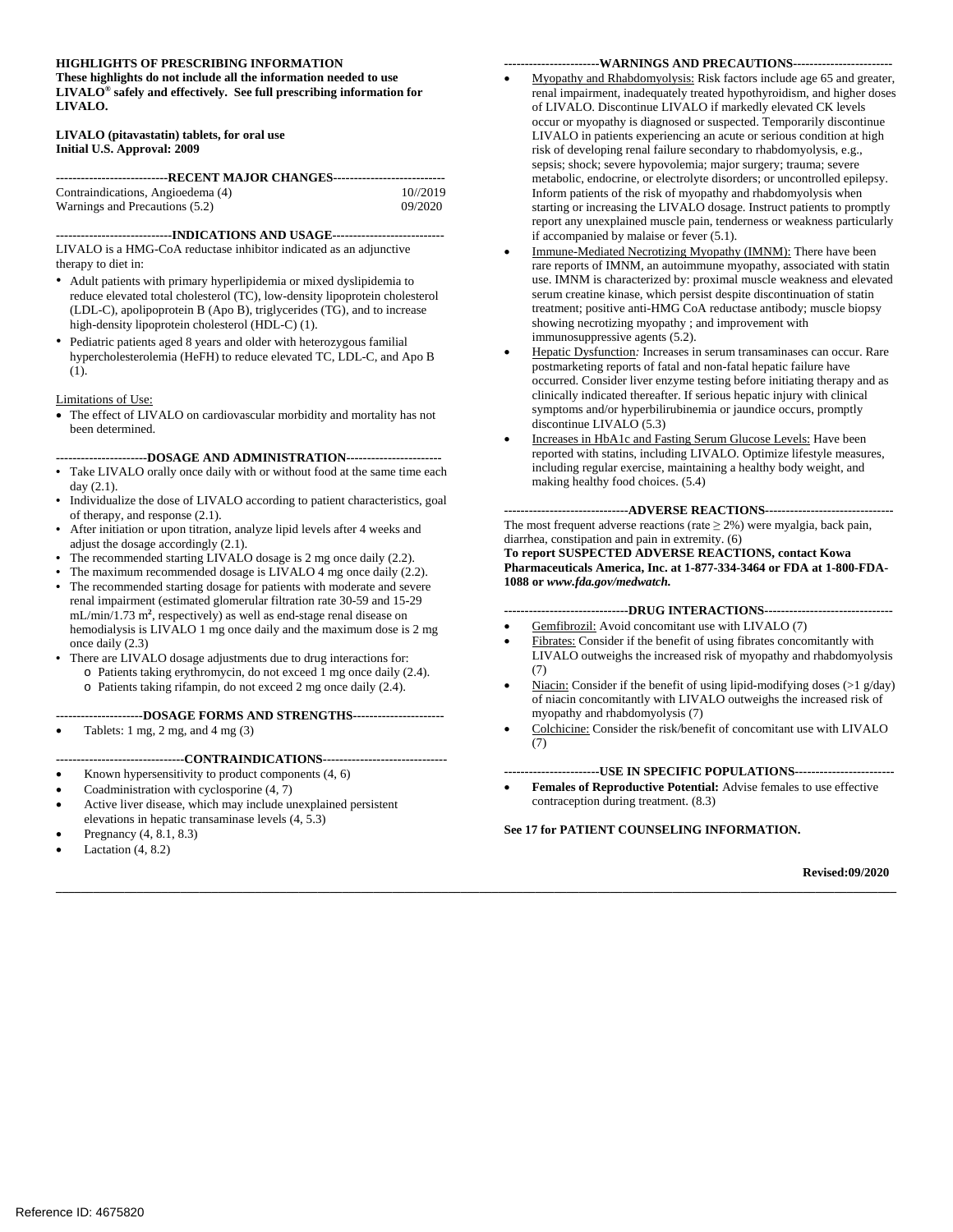**HIGHLIGHTS OF PRESCRIBING INFORMATION**
**These highlights do not include all the information needed to use LIVALO® safely and effectively. See full prescribing information for LIVALO.**

**LIVALO (pitavastatin) tablets, for oral use**
**Initial U.S. Approval: 2009**

## ---RECENT MAJOR CHANGES---

| | |
|---|---|
| Contraindications, Angioedema (4) | 10//2019 |
| Warnings and Precautions (5.2) | 09/2020 |

## ---INDICATIONS AND USAGE---

LIVALO is a HMG-CoA reductase inhibitor indicated as an adjunctive therapy to diet in:

- Adult patients with primary hyperlipidemia or mixed dyslipidemia to reduce elevated total cholesterol (TC), low-density lipoprotein cholesterol (LDL-C), apolipoprotein B (Apo B), triglycerides (TG), and to increase high-density lipoprotein cholesterol (HDL-C) (1).
- Pediatric patients aged 8 years and older with heterozygous familial hypercholesterolemia (HeFH) to reduce elevated TC, LDL-C, and Apo B (1).

Limitations of Use:

- The effect of LIVALO on cardiovascular morbidity and mortality has not been determined.

## ---DOSAGE AND ADMINISTRATION---

- Take LIVALO orally once daily with or without food at the same time each day (2.1).
- Individualize the dose of LIVALO according to patient characteristics, goal of therapy, and response (2.1).
- After initiation or upon titration, analyze lipid levels after 4 weeks and adjust the dosage accordingly (2.1).
- The recommended starting LIVALO dosage is 2 mg once daily (2.2).
- The maximum recommended dosage is LIVALO 4 mg once daily (2.2).
- The recommended starting dosage for patients with moderate and severe renal impairment (estimated glomerular filtration rate 30-59 and 15-29 mL/min/1.73 m², respectively) as well as end-stage renal disease on hemodialysis is LIVALO 1 mg once daily and the maximum dose is 2 mg once daily (2.3)
- There are LIVALO dosage adjustments due to drug interactions for:
  - Patients taking erythromycin, do not exceed 1 mg once daily (2.4).
  - Patients taking rifampin, do not exceed 2 mg once daily (2.4).

## ---DOSAGE FORMS AND STRENGTHS---

- Tablets: 1 mg, 2 mg, and 4 mg (3)

## ---CONTRAINDICATIONS---

- Known hypersensitivity to product components (4, 6)
- Coadministration with cyclosporine (4, 7)
- Active liver disease, which may include unexplained persistent elevations in hepatic transaminase levels (4, 5.3)
- Pregnancy (4, 8.1, 8.3)
- Lactation (4, 8.2)

## ---WARNINGS AND PRECAUTIONS---

- Myopathy and Rhabdomyolysis: Risk factors include age 65 and greater, renal impairment, inadequately treated hypothyroidism, and higher doses of LIVALO. Discontinue LIVALO if markedly elevated CK levels occur or myopathy is diagnosed or suspected. Temporarily discontinue LIVALO in patients experiencing an acute or serious condition at high risk of developing renal failure secondary to rhabdomyolysis, e.g., sepsis; shock; severe hypovolemia; major surgery; trauma; severe metabolic, endocrine, or electrolyte disorders; or uncontrolled epilepsy. Inform patients of the risk of myopathy and rhabdomyolysis when starting or increasing the LIVALO dosage. Instruct patients to promptly report any unexplained muscle pain, tenderness or weakness particularly if accompanied by malaise or fever (5.1).
- Immune-Mediated Necrotizing Myopathy (IMNM): There have been rare reports of IMNM, an autoimmune myopathy, associated with statin use. IMNM is characterized by: proximal muscle weakness and elevated serum creatine kinase, which persist despite discontinuation of statin treatment; positive anti-HMG CoA reductase antibody; muscle biopsy showing necrotizing myopathy ; and improvement with immunosuppressive agents (5.2).
- Hepatic Dysfunction*:* Increases in serum transaminases can occur. Rare postmarketing reports of fatal and non-fatal hepatic failure have occurred. Consider liver enzyme testing before initiating therapy and as clinically indicated thereafter. If serious hepatic injury with clinical symptoms and/or hyperbilirubinemia or jaundice occurs, promptly discontinue LIVALO (5.3)
- Increases in HbA1c and Fasting Serum Glucose Levels: Have been reported with statins, including LIVALO. Optimize lifestyle measures, including regular exercise, maintaining a healthy body weight, and making healthy food choices. (5.4)

## ---ADVERSE REACTIONS---

The most frequent adverse reactions (rate ≥ 2%) were myalgia, back pain, diarrhea, constipation and pain in extremity. (6)

**To report SUSPECTED ADVERSE REACTIONS, contact Kowa Pharmaceuticals America, Inc. at 1-877-334-3464 or FDA at 1-800-FDA-1088 or *www.fda.gov/medwatch.***

## ---DRUG INTERACTIONS---

- Gemfibrozil: Avoid concomitant use with LIVALO (7)
- Fibrates: Consider if the benefit of using fibrates concomitantly with LIVALO outweighs the increased risk of myopathy and rhabdomyolysis (7)
- Niacin: Consider if the benefit of using lipid-modifying doses (>1 g/day) of niacin concomitantly with LIVALO outweighs the increased risk of myopathy and rhabdomyolysis (7)
- Colchicine: Consider the risk/benefit of concomitant use with LIVALO (7)

## ---USE IN SPECIFIC POPULATIONS---

- **Females of Reproductive Potential:** Advise females to use effective contraception during treatment. (8.3)

**See 17 for PATIENT COUNSELING INFORMATION.**

**Revised:09/2020**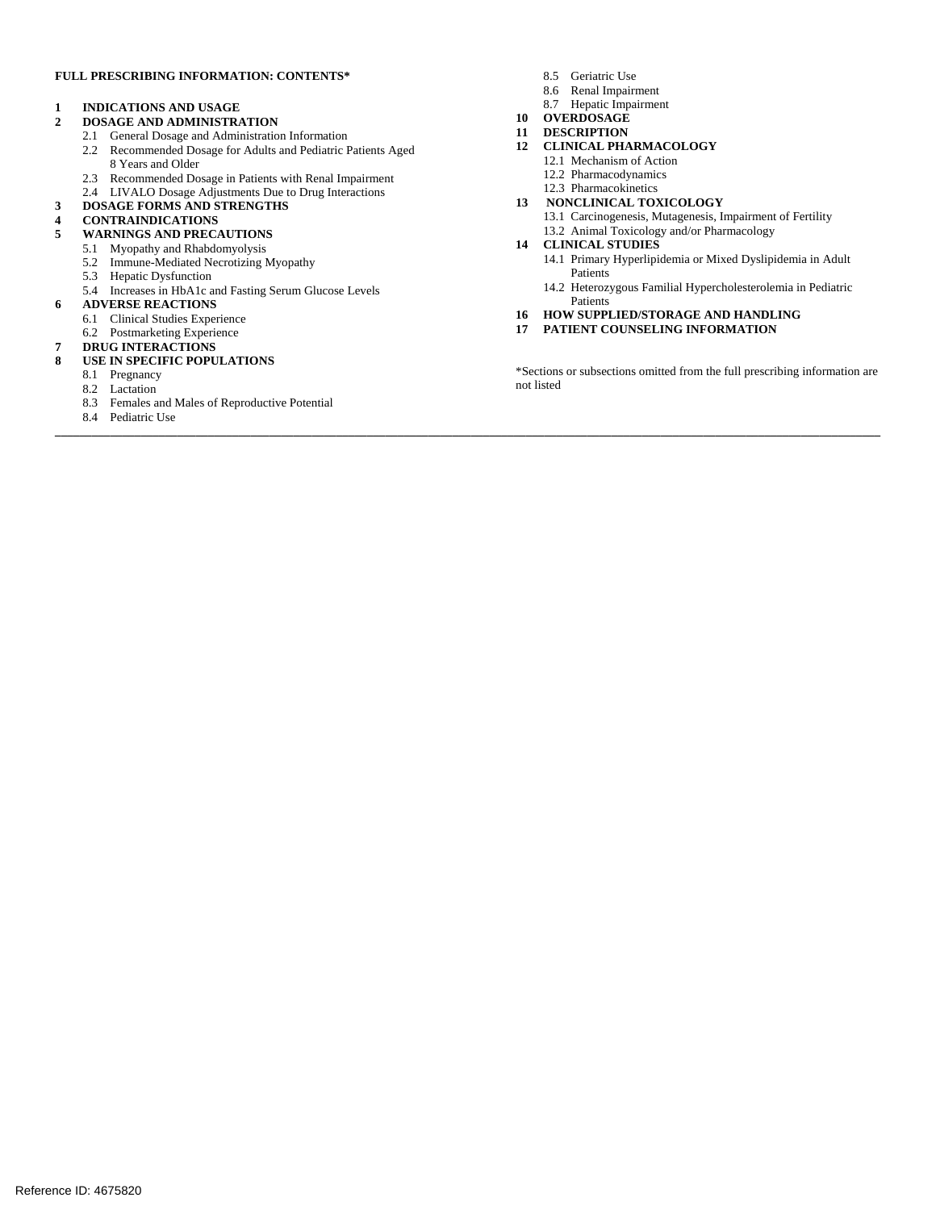**FULL PRESCRIBING INFORMATION: CONTENTS***

**1 INDICATIONS AND USAGE**

**2 DOSAGE AND ADMINISTRATION**
- 2.1 General Dosage and Administration Information
- 2.2 Recommended Dosage for Adults and Pediatric Patients Aged 8 Years and Older
- 2.3 Recommended Dosage in Patients with Renal Impairment
- 2.4 LIVALO Dosage Adjustments Due to Drug Interactions

**3 DOSAGE FORMS AND STRENGTHS**

**4 CONTRAINDICATIONS**

**5 WARNINGS AND PRECAUTIONS**
- 5.1 Myopathy and Rhabdomyolysis
- 5.2 Immune-Mediated Necrotizing Myopathy
- 5.3 Hepatic Dysfunction
- 5.4 Increases in HbA1c and Fasting Serum Glucose Levels

**6 ADVERSE REACTIONS**
- 6.1 Clinical Studies Experience
- 6.2 Postmarketing Experience

**7 DRUG INTERACTIONS**

**8 USE IN SPECIFIC POPULATIONS**
- 8.1 Pregnancy
- 8.2 Lactation
- 8.3 Females and Males of Reproductive Potential
- 8.4 Pediatric Use
- 8.5 Geriatric Use
- 8.6 Renal Impairment
- 8.7 Hepatic Impairment

**10 OVERDOSAGE**

**11 DESCRIPTION**

**12 CLINICAL PHARMACOLOGY**
- 12.1 Mechanism of Action
- 12.2 Pharmacodynamics
- 12.3 Pharmacokinetics

**13 NONCLINICAL TOXICOLOGY**
- 13.1 Carcinogenesis, Mutagenesis, Impairment of Fertility
- 13.2 Animal Toxicology and/or Pharmacology

**14 CLINICAL STUDIES**
- 14.1 Primary Hyperlipidemia or Mixed Dyslipidemia in Adult Patients
- 14.2 Heterozygous Familial Hypercholesterolemia in Pediatric Patients

**16 HOW SUPPLIED/STORAGE AND HANDLING**

**17 PATIENT COUNSELING INFORMATION**

*Sections or subsections omitted from the full prescribing information are not listed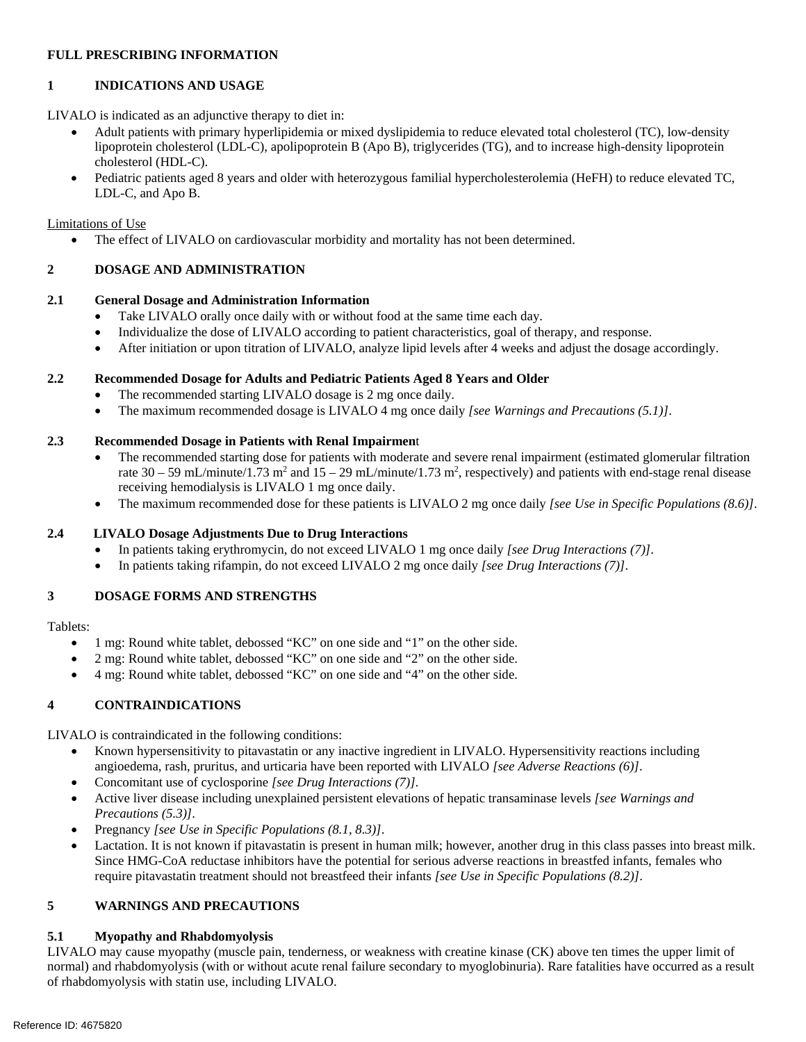# FULL PRESCRIBING INFORMATION

## 1 INDICATIONS AND USAGE

LIVALO is indicated as an adjunctive therapy to diet in:

- Adult patients with primary hyperlipidemia or mixed dyslipidemia to reduce elevated total cholesterol (TC), low-density lipoprotein cholesterol (LDL-C), apolipoprotein B (Apo B), triglycerides (TG), and to increase high-density lipoprotein cholesterol (HDL-C).
- Pediatric patients aged 8 years and older with heterozygous familial hypercholesterolemia (HeFH) to reduce elevated TC, LDL-C, and Apo B.

Limitations of Use

- The effect of LIVALO on cardiovascular morbidity and mortality has not been determined.

## 2 DOSAGE AND ADMINISTRATION

### 2.1 General Dosage and Administration Information

- Take LIVALO orally once daily with or without food at the same time each day.
- Individualize the dose of LIVALO according to patient characteristics, goal of therapy, and response.
- After initiation or upon titration of LIVALO, analyze lipid levels after 4 weeks and adjust the dosage accordingly.

### 2.2 Recommended Dosage for Adults and Pediatric Patients Aged 8 Years and Older

- The recommended starting LIVALO dosage is 2 mg once daily.
- The maximum recommended dosage is LIVALO 4 mg once daily *[see Warnings and Precautions (5.1)]*.

### 2.3 Recommended Dosage in Patients with Renal Impairment

- The recommended starting dose for patients with moderate and severe renal impairment (estimated glomerular filtration rate 30 – 59 mL/minute/1.73 $m^2$ and 15 – 29 mL/minute/1.73 $m^2$, respectively) and patients with end-stage renal disease receiving hemodialysis is LIVALO 1 mg once daily.
- The maximum recommended dose for these patients is LIVALO 2 mg once daily *[see Use in Specific Populations (8.6)]*.

### 2.4 LIVALO Dosage Adjustments Due to Drug Interactions

- In patients taking erythromycin, do not exceed LIVALO 1 mg once daily *[see Drug Interactions (7)]*.
- In patients taking rifampin, do not exceed LIVALO 2 mg once daily *[see Drug Interactions (7)]*.

## 3 DOSAGE FORMS AND STRENGTHS

Tablets:

- 1 mg: Round white tablet, debossed "KC" on one side and "1" on the other side.
- 2 mg: Round white tablet, debossed "KC" on one side and "2" on the other side.
- 4 mg: Round white tablet, debossed "KC" on one side and "4" on the other side.

## 4 CONTRAINDICATIONS

LIVALO is contraindicated in the following conditions:

- Known hypersensitivity to pitavastatin or any inactive ingredient in LIVALO. Hypersensitivity reactions including angioedema, rash, pruritus, and urticaria have been reported with LIVALO *[see Adverse Reactions (6)]*.
- Concomitant use of cyclosporine *[see Drug Interactions (7)]*.
- Active liver disease including unexplained persistent elevations of hepatic transaminase levels *[see Warnings and Precautions (5.3)]*.
- Pregnancy *[see Use in Specific Populations (8.1, 8.3)]*.
- Lactation. It is not known if pitavastatin is present in human milk; however, another drug in this class passes into breast milk. Since HMG-CoA reductase inhibitors have the potential for serious adverse reactions in breastfed infants, females who require pitavastatin treatment should not breastfeed their infants *[see Use in Specific Populations (8.2)]*.

## 5 WARNINGS AND PRECAUTIONS

### 5.1 Myopathy and Rhabdomyolysis

LIVALO may cause myopathy (muscle pain, tenderness, or weakness with creatine kinase (CK) above ten times the upper limit of normal) and rhabdomyolysis (with or without acute renal failure secondary to myoglobinuria). Rare fatalities have occurred as a result of rhabdomyolysis with statin use, including LIVALO.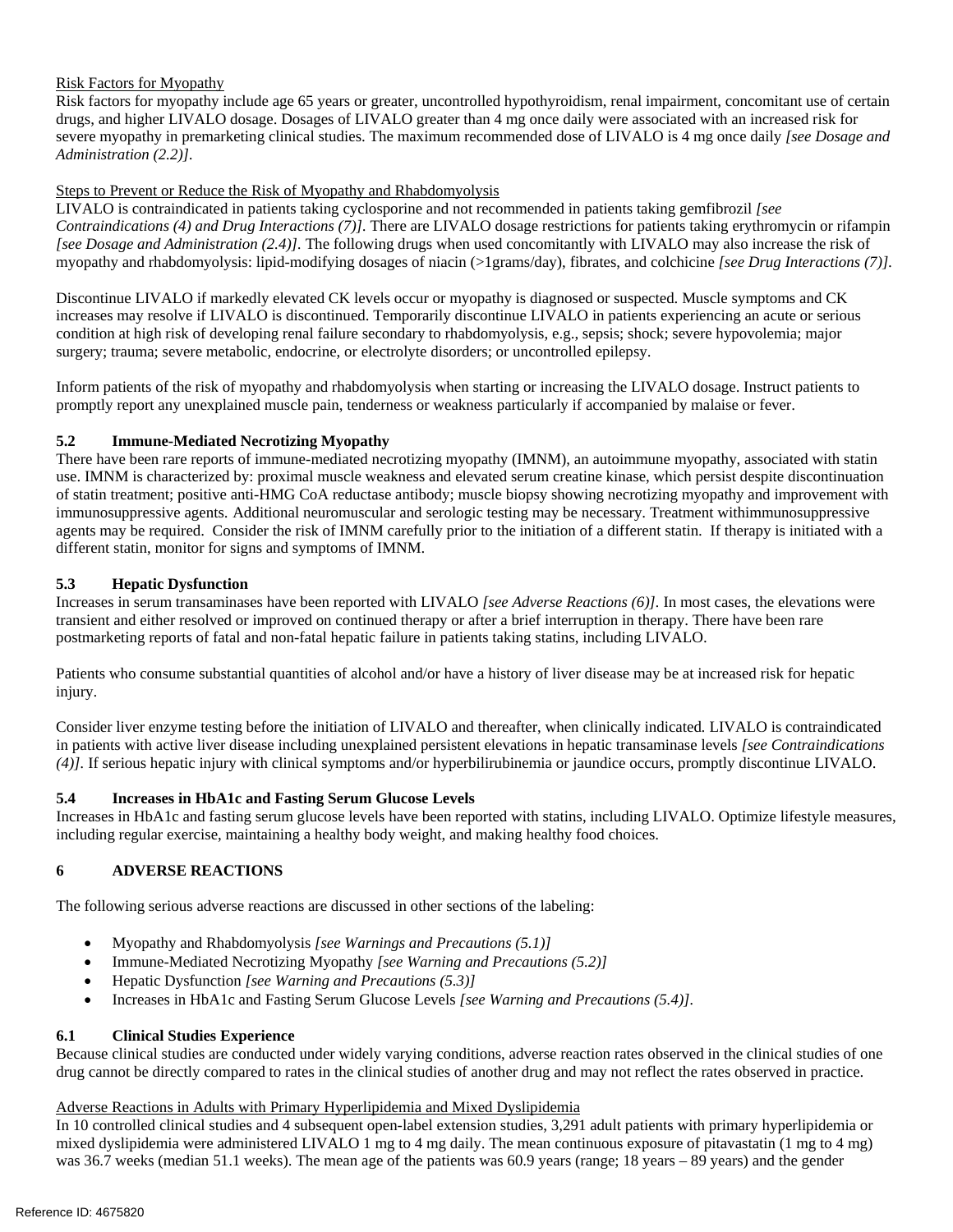Risk Factors for Myopathy

Risk factors for myopathy include age 65 years or greater, uncontrolled hypothyroidism, renal impairment, concomitant use of certain drugs, and higher LIVALO dosage. Dosages of LIVALO greater than 4 mg once daily were associated with an increased risk for severe myopathy in premarketing clinical studies. The maximum recommended dose of LIVALO is 4 mg once daily *[see Dosage and Administration (2.2)]*.

Steps to Prevent or Reduce the Risk of Myopathy and Rhabdomyolysis

LIVALO is contraindicated in patients taking cyclosporine and not recommended in patients taking gemfibrozil *[see Contraindications (4) and Drug Interactions (7)]*. There are LIVALO dosage restrictions for patients taking erythromycin or rifampin *[see Dosage and Administration (2.4)]*. The following drugs when used concomitantly with LIVALO may also increase the risk of myopathy and rhabdomyolysis: lipid-modifying dosages of niacin (>1grams/day), fibrates, and colchicine *[see Drug Interactions (7)]*.

Discontinue LIVALO if markedly elevated CK levels occur or myopathy is diagnosed or suspected. Muscle symptoms and CK increases may resolve if LIVALO is discontinued. Temporarily discontinue LIVALO in patients experiencing an acute or serious condition at high risk of developing renal failure secondary to rhabdomyolysis, e.g., sepsis; shock; severe hypovolemia; major surgery; trauma; severe metabolic, endocrine, or electrolyte disorders; or uncontrolled epilepsy.

Inform patients of the risk of myopathy and rhabdomyolysis when starting or increasing the LIVALO dosage. Instruct patients to promptly report any unexplained muscle pain, tenderness or weakness particularly if accompanied by malaise or fever.

### 5.2 Immune-Mediated Necrotizing Myopathy

There have been rare reports of immune-mediated necrotizing myopathy (IMNM), an autoimmune myopathy, associated with statin use. IMNM is characterized by: proximal muscle weakness and elevated serum creatine kinase, which persist despite discontinuation of statin treatment; positive anti-HMG CoA reductase antibody; muscle biopsy showing necrotizing myopathy and improvement with immunosuppressive agents. Additional neuromuscular and serologic testing may be necessary. Treatment withimmunosuppressive agents may be required. Consider the risk of IMNM carefully prior to the initiation of a different statin. If therapy is initiated with a different statin, monitor for signs and symptoms of IMNM.

### 5.3 Hepatic Dysfunction

Increases in serum transaminases have been reported with LIVALO *[see Adverse Reactions (6)]*. In most cases, the elevations were transient and either resolved or improved on continued therapy or after a brief interruption in therapy. There have been rare postmarketing reports of fatal and non-fatal hepatic failure in patients taking statins, including LIVALO.

Patients who consume substantial quantities of alcohol and/or have a history of liver disease may be at increased risk for hepatic injury.

Consider liver enzyme testing before the initiation of LIVALO and thereafter, when clinically indicated. LIVALO is contraindicated in patients with active liver disease including unexplained persistent elevations in hepatic transaminase levels *[see Contraindications (4)]*. If serious hepatic injury with clinical symptoms and/or hyperbilirubinemia or jaundice occurs, promptly discontinue LIVALO.

### 5.4 Increases in HbA1c and Fasting Serum Glucose Levels

Increases in HbA1c and fasting serum glucose levels have been reported with statins, including LIVALO. Optimize lifestyle measures, including regular exercise, maintaining a healthy body weight, and making healthy food choices.

## 6 ADVERSE REACTIONS

The following serious adverse reactions are discussed in other sections of the labeling:

- Myopathy and Rhabdomyolysis *[see Warnings and Precautions (5.1)]*
- Immune-Mediated Necrotizing Myopathy *[see Warning and Precautions (5.2)]*
- Hepatic Dysfunction *[see Warning and Precautions (5.3)]*
- Increases in HbA1c and Fasting Serum Glucose Levels *[see Warning and Precautions (5.4)]*.

### 6.1 Clinical Studies Experience

Because clinical studies are conducted under widely varying conditions, adverse reaction rates observed in the clinical studies of one drug cannot be directly compared to rates in the clinical studies of another drug and may not reflect the rates observed in practice.

Adverse Reactions in Adults with Primary Hyperlipidemia and Mixed Dyslipidemia

In 10 controlled clinical studies and 4 subsequent open-label extension studies, 3,291 adult patients with primary hyperlipidemia or mixed dyslipidemia were administered LIVALO 1 mg to 4 mg daily. The mean continuous exposure of pitavastatin (1 mg to 4 mg) was 36.7 weeks (median 51.1 weeks). The mean age of the patients was 60.9 years (range; 18 years – 89 years) and the gender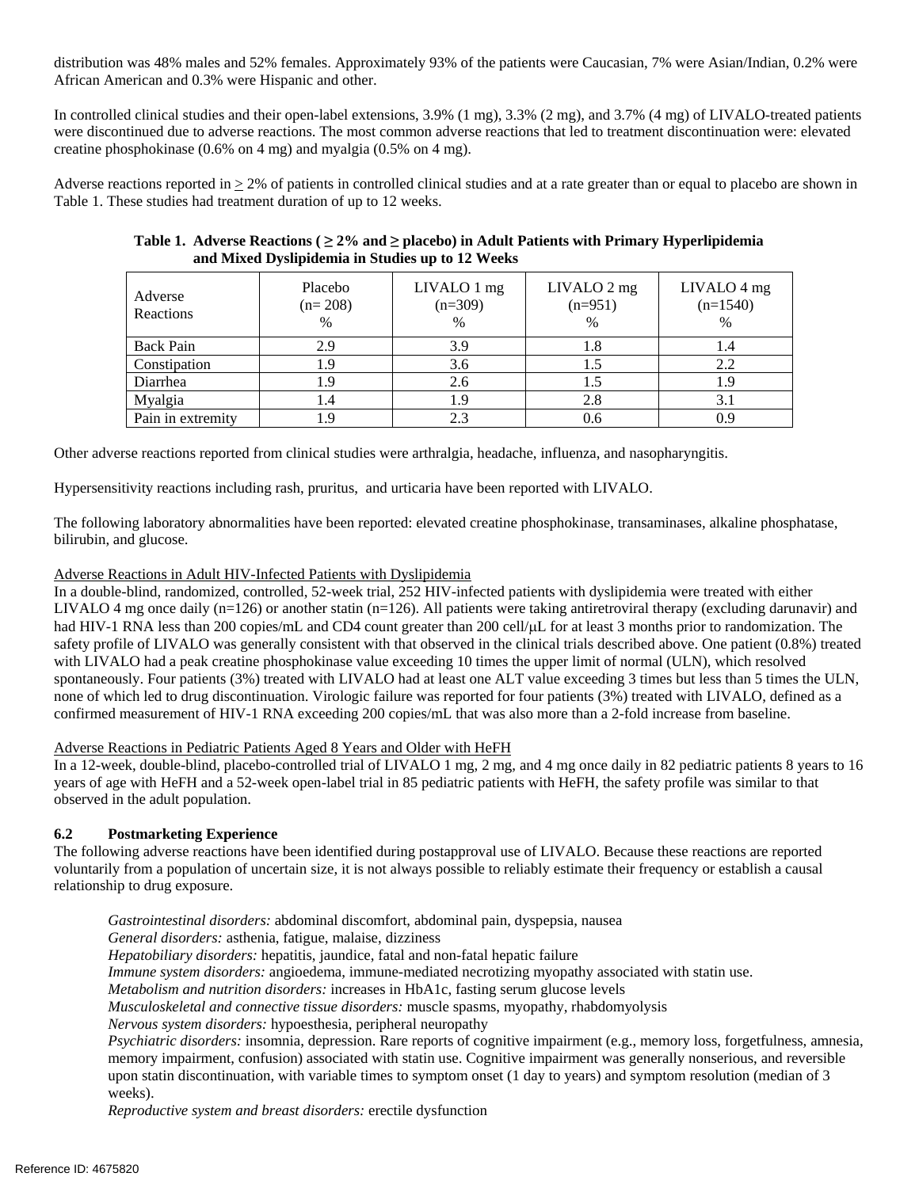distribution was 48% males and 52% females. Approximately 93% of the patients were Caucasian, 7% were Asian/Indian, 0.2% were African American and 0.3% were Hispanic and other.

In controlled clinical studies and their open-label extensions, 3.9% (1 mg), 3.3% (2 mg), and 3.7% (4 mg) of LIVALO-treated patients were discontinued due to adverse reactions. The most common adverse reactions that led to treatment discontinuation were: elevated creatine phosphokinase (0.6% on 4 mg) and myalgia (0.5% on 4 mg).

Adverse reactions reported in ≥ 2% of patients in controlled clinical studies and at a rate greater than or equal to placebo are shown in Table 1. These studies had treatment duration of up to 12 weeks.

**Table 1. Adverse Reactions ( ≥ 2% and ≥ placebo) in Adult Patients with Primary Hyperlipidemia and Mixed Dyslipidemia in Studies up to 12 Weeks**

| Adverse Reactions | Placebo (n= 208) % | LIVALO 1 mg (n=309) % | LIVALO 2 mg (n=951) % | LIVALO 4 mg (n=1540) % |
|---|---|---|---|---|
| Back Pain | 2.9 | 3.9 | 1.8 | 1.4 |
| Constipation | 1.9 | 3.6 | 1.5 | 2.2 |
| Diarrhea | 1.9 | 2.6 | 1.5 | 1.9 |
| Myalgia | 1.4 | 1.9 | 2.8 | 3.1 |
| Pain in extremity | 1.9 | 2.3 | 0.6 | 0.9 |

Other adverse reactions reported from clinical studies were arthralgia, headache, influenza, and nasopharyngitis.

Hypersensitivity reactions including rash, pruritus, and urticaria have been reported with LIVALO.

The following laboratory abnormalities have been reported: elevated creatine phosphokinase, transaminases, alkaline phosphatase, bilirubin, and glucose.

Adverse Reactions in Adult HIV-Infected Patients with Dyslipidemia

In a double-blind, randomized, controlled, 52-week trial, 252 HIV-infected patients with dyslipidemia were treated with either LIVALO 4 mg once daily (n=126) or another statin (n=126). All patients were taking antiretroviral therapy (excluding darunavir) and had HIV-1 RNA less than 200 copies/mL and CD4 count greater than 200 cell/μL for at least 3 months prior to randomization. The safety profile of LIVALO was generally consistent with that observed in the clinical trials described above. One patient (0.8%) treated with LIVALO had a peak creatine phosphokinase value exceeding 10 times the upper limit of normal (ULN), which resolved spontaneously. Four patients (3%) treated with LIVALO had at least one ALT value exceeding 3 times but less than 5 times the ULN, none of which led to drug discontinuation. Virologic failure was reported for four patients (3%) treated with LIVALO, defined as a confirmed measurement of HIV-1 RNA exceeding 200 copies/mL that was also more than a 2-fold increase from baseline.

Adverse Reactions in Pediatric Patients Aged 8 Years and Older with HeFH

In a 12-week, double-blind, placebo-controlled trial of LIVALO 1 mg, 2 mg, and 4 mg once daily in 82 pediatric patients 8 years to 16 years of age with HeFH and a 52-week open-label trial in 85 pediatric patients with HeFH, the safety profile was similar to that observed in the adult population.

### 6.2 Postmarketing Experience

The following adverse reactions have been identified during postapproval use of LIVALO. Because these reactions are reported voluntarily from a population of uncertain size, it is not always possible to reliably estimate their frequency or establish a causal relationship to drug exposure.

*Gastrointestinal disorders:* abdominal discomfort, abdominal pain, dyspepsia, nausea
*General disorders:* asthenia, fatigue, malaise, dizziness
*Hepatobiliary disorders:* hepatitis, jaundice, fatal and non-fatal hepatic failure
*Immune system disorders:* angioedema, immune-mediated necrotizing myopathy associated with statin use.
*Metabolism and nutrition disorders:* increases in HbA1c, fasting serum glucose levels
*Musculoskeletal and connective tissue disorders:* muscle spasms, myopathy, rhabdomyolysis
*Nervous system disorders:* hypoesthesia, peripheral neuropathy
*Psychiatric disorders:* insomnia, depression. Rare reports of cognitive impairment (e.g., memory loss, forgetfulness, amnesia, memory impairment, confusion) associated with statin use. Cognitive impairment was generally nonserious, and reversible upon statin discontinuation, with variable times to symptom onset (1 day to years) and symptom resolution (median of 3 weeks).
*Reproductive system and breast disorders:* erectile dysfunction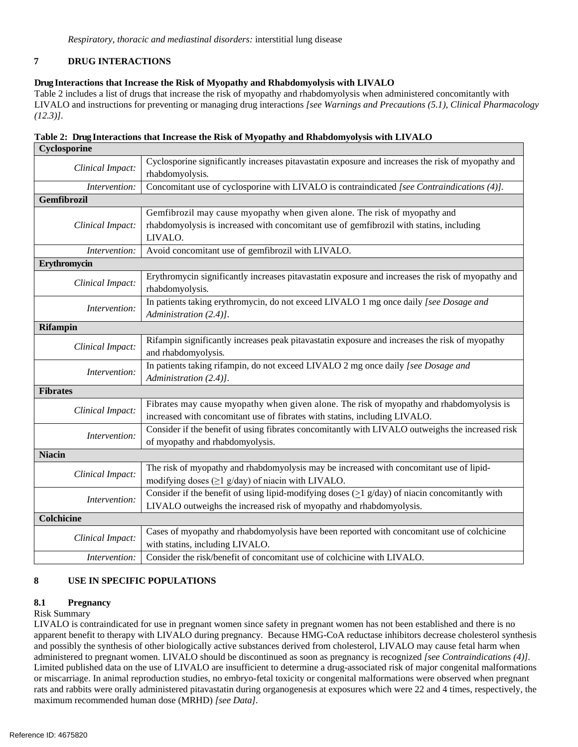*Respiratory, thoracic and mediastinal disorders:* interstitial lung disease

## 7 DRUG INTERACTIONS

**Drug Interactions that Increase the Risk of Myopathy and Rhabdomyolysis with LIVALO**

Table 2 includes a list of drugs that increase the risk of myopathy and rhabdomyolysis when administered concomitantly with LIVALO and instructions for preventing or managing drug interactions *[see Warnings and Precautions (5.1), Clinical Pharmacology (12.3)]*.

**Table 2: Drug Interactions that Increase the Risk of Myopathy and Rhabdomyolysis with LIVALO**

| | |
|---|---|
| **Cyclosporine** | |
| *Clinical Impact:* | Cyclosporine significantly increases pitavastatin exposure and increases the risk of myopathy and rhabdomyolysis. |
| *Intervention:* | Concomitant use of cyclosporine with LIVALO is contraindicated *[see Contraindications (4)]*. |
| **Gemfibrozil** | |
| *Clinical Impact:* | Gemfibrozil may cause myopathy when given alone. The risk of myopathy and rhabdomyolysis is increased with concomitant use of gemfibrozil with statins, including LIVALO. |
| *Intervention:* | Avoid concomitant use of gemfibrozil with LIVALO. |
| **Erythromycin** | |
| *Clinical Impact:* | Erythromycin significantly increases pitavastatin exposure and increases the risk of myopathy and rhabdomyolysis. |
| *Intervention:* | In patients taking erythromycin, do not exceed LIVALO 1 mg once daily *[see Dosage and Administration (2.4)]*. |
| **Rifampin** | |
| *Clinical Impact:* | Rifampin significantly increases peak pitavastatin exposure and increases the risk of myopathy and rhabdomyolysis. |
| *Intervention:* | In patients taking rifampin, do not exceed LIVALO 2 mg once daily *[see Dosage and Administration (2.4)]*. |
| **Fibrates** | |
| *Clinical Impact:* | Fibrates may cause myopathy when given alone. The risk of myopathy and rhabdomyolysis is increased with concomitant use of fibrates with statins, including LIVALO. |
| *Intervention:* | Consider if the benefit of using fibrates concomitantly with LIVALO outweighs the increased risk of myopathy and rhabdomyolysis. |
| **Niacin** | |
| *Clinical Impact:* | The risk of myopathy and rhabdomyolysis may be increased with concomitant use of lipid-modifying doses (≥1 g/day) of niacin with LIVALO. |
| *Intervention:* | Consider if the benefit of using lipid-modifying doses (≥1 g/day) of niacin concomitantly with LIVALO outweighs the increased risk of myopathy and rhabdomyolysis. |
| **Colchicine** | |
| *Clinical Impact:* | Cases of myopathy and rhabdomyolysis have been reported with concomitant use of colchicine with statins, including LIVALO. |
| *Intervention:* | Consider the risk/benefit of concomitant use of colchicine with LIVALO. |

## 8 USE IN SPECIFIC POPULATIONS

### 8.1 Pregnancy

Risk Summary

LIVALO is contraindicated for use in pregnant women since safety in pregnant women has not been established and there is no apparent benefit to therapy with LIVALO during pregnancy. Because HMG-CoA reductase inhibitors decrease cholesterol synthesis and possibly the synthesis of other biologically active substances derived from cholesterol, LIVALO may cause fetal harm when administered to pregnant women. LIVALO should be discontinued as soon as pregnancy is recognized *[see Contraindications (4)]*. Limited published data on the use of LIVALO are insufficient to determine a drug-associated risk of major congenital malformations or miscarriage. In animal reproduction studies, no embryo-fetal toxicity or congenital malformations were observed when pregnant rats and rabbits were orally administered pitavastatin during organogenesis at exposures which were 22 and 4 times, respectively, the maximum recommended human dose (MRHD) *[see Data]*.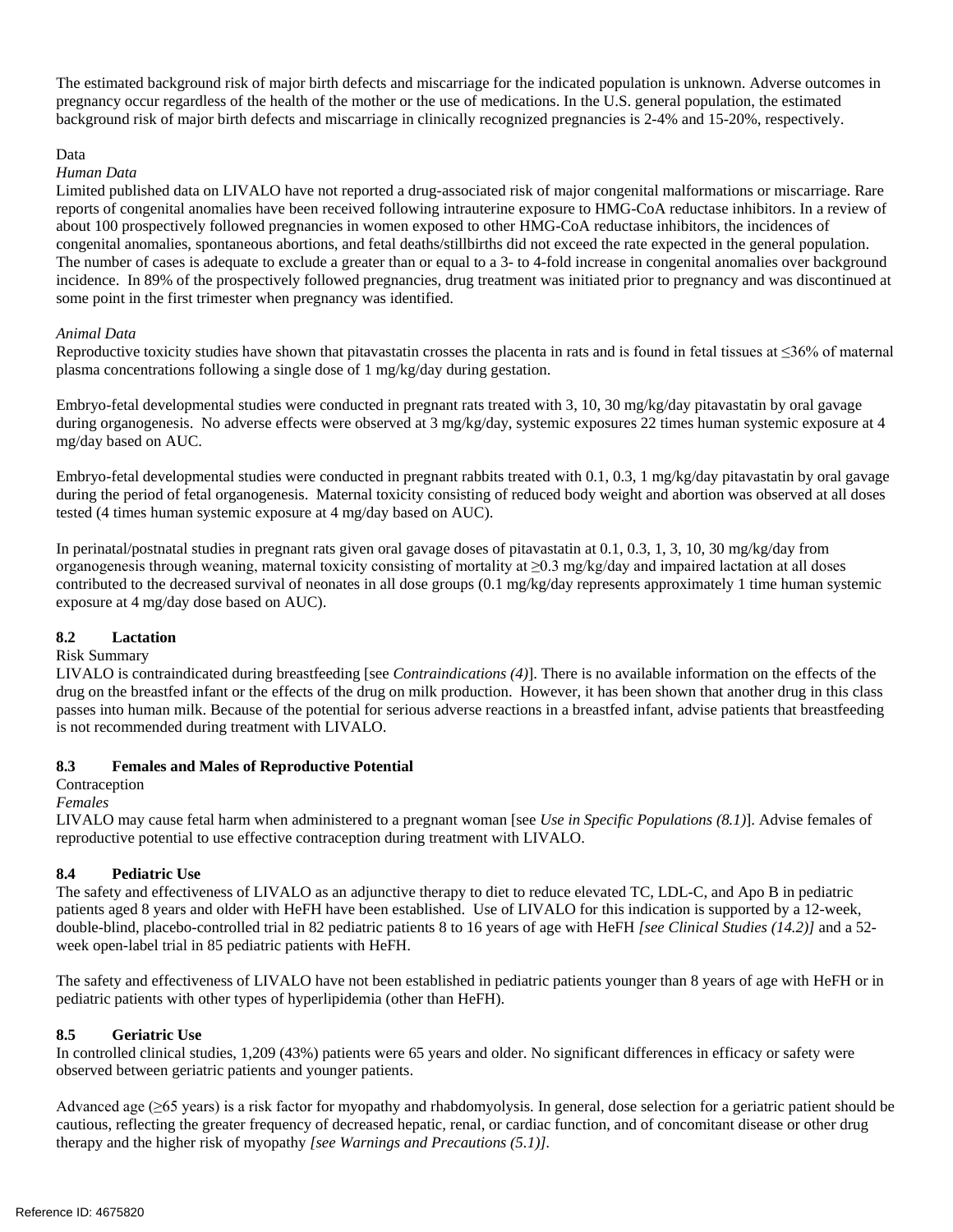The estimated background risk of major birth defects and miscarriage for the indicated population is unknown. Adverse outcomes in pregnancy occur regardless of the health of the mother or the use of medications. In the U.S. general population, the estimated background risk of major birth defects and miscarriage in clinically recognized pregnancies is 2-4% and 15-20%, respectively.

Data

*Human Data*

Limited published data on LIVALO have not reported a drug-associated risk of major congenital malformations or miscarriage. Rare reports of congenital anomalies have been received following intrauterine exposure to HMG-CoA reductase inhibitors. In a review of about 100 prospectively followed pregnancies in women exposed to other HMG-CoA reductase inhibitors, the incidences of congenital anomalies, spontaneous abortions, and fetal deaths/stillbirths did not exceed the rate expected in the general population. The number of cases is adequate to exclude a greater than or equal to a 3- to 4-fold increase in congenital anomalies over background incidence. In 89% of the prospectively followed pregnancies, drug treatment was initiated prior to pregnancy and was discontinued at some point in the first trimester when pregnancy was identified.

*Animal Data*

Reproductive toxicity studies have shown that pitavastatin crosses the placenta in rats and is found in fetal tissues at ≤36% of maternal plasma concentrations following a single dose of 1 mg/kg/day during gestation.

Embryo-fetal developmental studies were conducted in pregnant rats treated with 3, 10, 30 mg/kg/day pitavastatin by oral gavage during organogenesis. No adverse effects were observed at 3 mg/kg/day, systemic exposures 22 times human systemic exposure at 4 mg/day based on AUC.

Embryo-fetal developmental studies were conducted in pregnant rabbits treated with 0.1, 0.3, 1 mg/kg/day pitavastatin by oral gavage during the period of fetal organogenesis. Maternal toxicity consisting of reduced body weight and abortion was observed at all doses tested (4 times human systemic exposure at 4 mg/day based on AUC).

In perinatal/postnatal studies in pregnant rats given oral gavage doses of pitavastatin at 0.1, 0.3, 1, 3, 10, 30 mg/kg/day from organogenesis through weaning, maternal toxicity consisting of mortality at ≥0.3 mg/kg/day and impaired lactation at all doses contributed to the decreased survival of neonates in all dose groups (0.1 mg/kg/day represents approximately 1 time human systemic exposure at 4 mg/day dose based on AUC).

### 8.2 Lactation

Risk Summary

LIVALO is contraindicated during breastfeeding [see *Contraindications (4)*]. There is no available information on the effects of the drug on the breastfed infant or the effects of the drug on milk production. However, it has been shown that another drug in this class passes into human milk. Because of the potential for serious adverse reactions in a breastfed infant, advise patients that breastfeeding is not recommended during treatment with LIVALO.

### 8.3 Females and Males of Reproductive Potential

Contraception

*Females*

LIVALO may cause fetal harm when administered to a pregnant woman [see *Use in Specific Populations (8.1)*]. Advise females of reproductive potential to use effective contraception during treatment with LIVALO.

### 8.4 Pediatric Use

The safety and effectiveness of LIVALO as an adjunctive therapy to diet to reduce elevated TC, LDL-C, and Apo B in pediatric patients aged 8 years and older with HeFH have been established. Use of LIVALO for this indication is supported by a 12-week, double-blind, placebo-controlled trial in 82 pediatric patients 8 to 16 years of age with HeFH *[see Clinical Studies (14.2)]* and a 52-week open-label trial in 85 pediatric patients with HeFH.

The safety and effectiveness of LIVALO have not been established in pediatric patients younger than 8 years of age with HeFH or in pediatric patients with other types of hyperlipidemia (other than HeFH).

### 8.5 Geriatric Use

In controlled clinical studies, 1,209 (43%) patients were 65 years and older. No significant differences in efficacy or safety were observed between geriatric patients and younger patients.

Advanced age (≥65 years) is a risk factor for myopathy and rhabdomyolysis. In general, dose selection for a geriatric patient should be cautious, reflecting the greater frequency of decreased hepatic, renal, or cardiac function, and of concomitant disease or other drug therapy and the higher risk of myopathy *[see Warnings and Precautions (5.1)]*.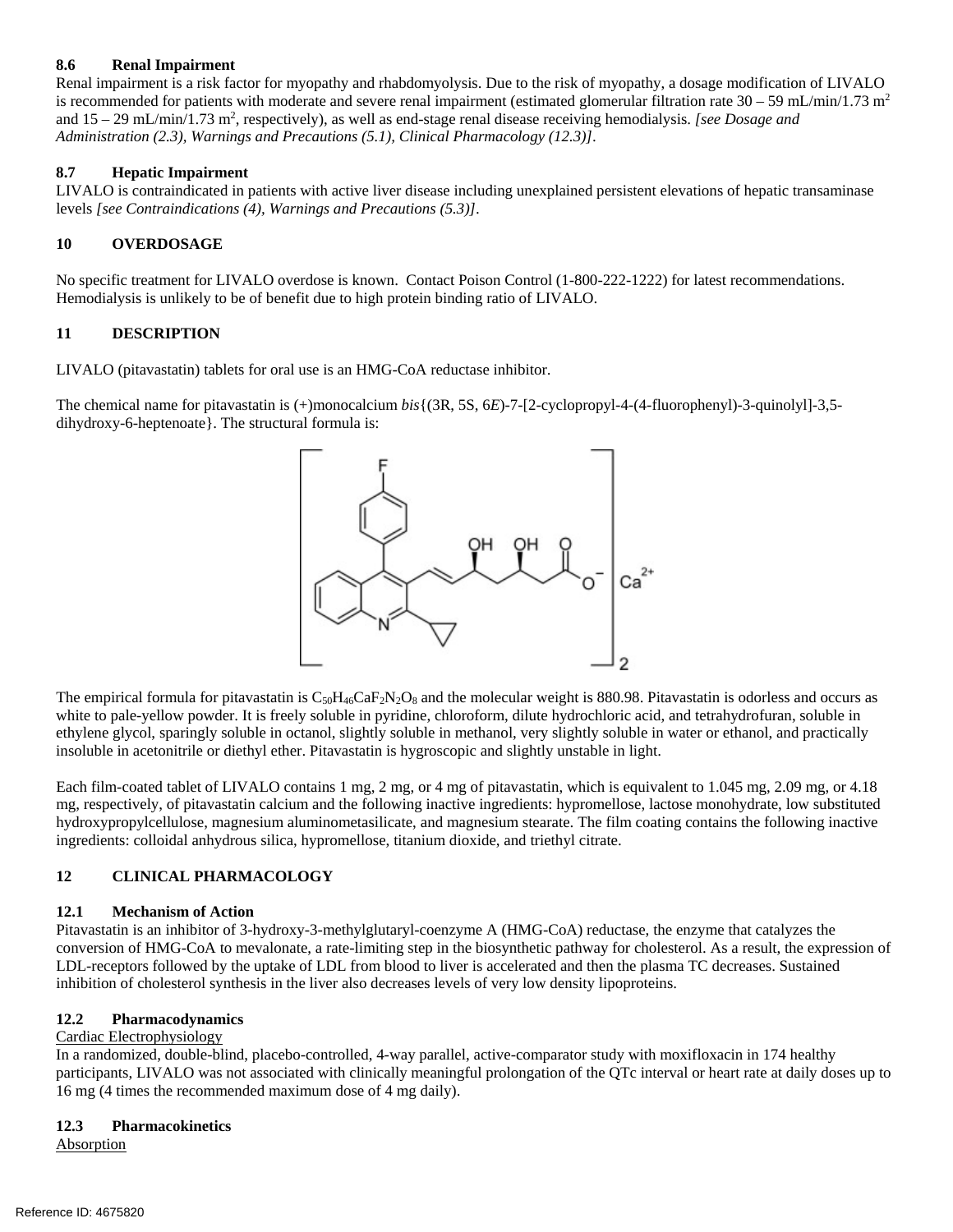### 8.6 Renal Impairment

Renal impairment is a risk factor for myopathy and rhabdomyolysis. Due to the risk of myopathy, a dosage modification of LIVALO is recommended for patients with moderate and severe renal impairment (estimated glomerular filtration rate 30 – 59 mL/min/1.73 $m^2$ and 15 – 29 mL/min/1.73 $m^2$, respectively), as well as end-stage renal disease receiving hemodialysis. *[see Dosage and Administration (2.3), Warnings and Precautions (5.1), Clinical Pharmacology (12.3)]*.

### 8.7 Hepatic Impairment

LIVALO is contraindicated in patients with active liver disease including unexplained persistent elevations of hepatic transaminase levels *[see Contraindications (4), Warnings and Precautions (5.3)]*.

## 10 OVERDOSAGE

No specific treatment for LIVALO overdose is known. Contact Poison Control (1-800-222-1222) for latest recommendations. Hemodialysis is unlikely to be of benefit due to high protein binding ratio of LIVALO.

## 11 DESCRIPTION

LIVALO (pitavastatin) tablets for oral use is an HMG-CoA reductase inhibitor.

The chemical name for pitavastatin is (+)monocalcium *bis*{(3R, 5S, 6*E*)-7-[2-cyclopropyl-4-(4-fluorophenyl)-3-quinolyl]-3,5-dihydroxy-6-heptenoate}. The structural formula is:

The empirical formula for pitavastatin is $C_{50}H_{46}CaF_2N_2O_8$ and the molecular weight is 880.98. Pitavastatin is odorless and occurs as white to pale-yellow powder. It is freely soluble in pyridine, chloroform, dilute hydrochloric acid, and tetrahydrofuran, soluble in ethylene glycol, sparingly soluble in octanol, slightly soluble in methanol, very slightly soluble in water or ethanol, and practically insoluble in acetonitrile or diethyl ether. Pitavastatin is hygroscopic and slightly unstable in light.

Each film-coated tablet of LIVALO contains 1 mg, 2 mg, or 4 mg of pitavastatin, which is equivalent to 1.045 mg, 2.09 mg, or 4.18 mg, respectively, of pitavastatin calcium and the following inactive ingredients: hypromellose, lactose monohydrate, low substituted hydroxypropylcellulose, magnesium aluminometasilicate, and magnesium stearate. The film coating contains the following inactive ingredients: colloidal anhydrous silica, hypromellose, titanium dioxide, and triethyl citrate.

## 12 CLINICAL PHARMACOLOGY

### 12.1 Mechanism of Action

Pitavastatin is an inhibitor of 3-hydroxy-3-methylglutaryl-coenzyme A (HMG-CoA) reductase, the enzyme that catalyzes the conversion of HMG-CoA to mevalonate, a rate-limiting step in the biosynthetic pathway for cholesterol. As a result, the expression of LDL-receptors followed by the uptake of LDL from blood to liver is accelerated and then the plasma TC decreases. Sustained inhibition of cholesterol synthesis in the liver also decreases levels of very low density lipoproteins.

### 12.2 Pharmacodynamics

Cardiac Electrophysiology

In a randomized, double-blind, placebo-controlled, 4-way parallel, active-comparator study with moxifloxacin in 174 healthy participants, LIVALO was not associated with clinically meaningful prolongation of the QTc interval or heart rate at daily doses up to 16 mg (4 times the recommended maximum dose of 4 mg daily).

### 12.3 Pharmacokinetics

Absorption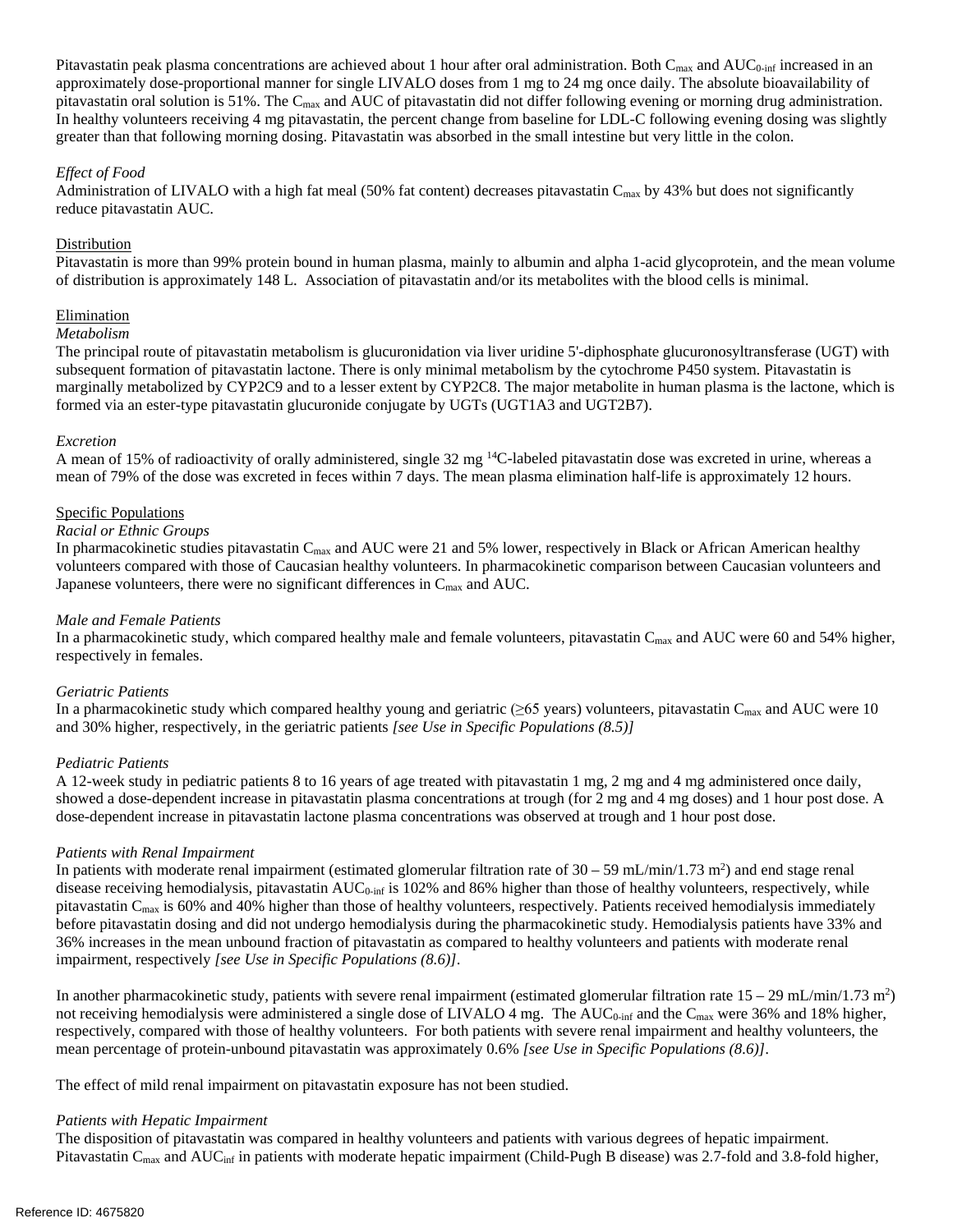Pitavastatin peak plasma concentrations are achieved about 1 hour after oral administration. Both $C_{max}$ and $AUC_{0\text{-}inf}$ increased in an approximately dose-proportional manner for single LIVALO doses from 1 mg to 24 mg once daily. The absolute bioavailability of pitavastatin oral solution is 51%. The $C_{max}$ and AUC of pitavastatin did not differ following evening or morning drug administration. In healthy volunteers receiving 4 mg pitavastatin, the percent change from baseline for LDL-C following evening dosing was slightly greater than that following morning dosing. Pitavastatin was absorbed in the small intestine but very little in the colon.

*Effect of Food*

Administration of LIVALO with a high fat meal (50% fat content) decreases pitavastatin $C_{max}$ by 43% but does not significantly reduce pitavastatin AUC.

Distribution

Pitavastatin is more than 99% protein bound in human plasma, mainly to albumin and alpha 1-acid glycoprotein, and the mean volume of distribution is approximately 148 L. Association of pitavastatin and/or its metabolites with the blood cells is minimal.

Elimination

*Metabolism*

The principal route of pitavastatin metabolism is glucuronidation via liver uridine 5'-diphosphate glucuronosyltransferase (UGT) with subsequent formation of pitavastatin lactone. There is only minimal metabolism by the cytochrome P450 system. Pitavastatin is marginally metabolized by CYP2C9 and to a lesser extent by CYP2C8. The major metabolite in human plasma is the lactone, which is formed via an ester-type pitavastatin glucuronide conjugate by UGTs (UGT1A3 and UGT2B7).

*Excretion*

A mean of 15% of radioactivity of orally administered, single 32 mg $^{14}C$-labeled pitavastatin dose was excreted in urine, whereas a mean of 79% of the dose was excreted in feces within 7 days. The mean plasma elimination half-life is approximately 12 hours.

Specific Populations

*Racial or Ethnic Groups*

In pharmacokinetic studies pitavastatin $C_{max}$ and AUC were 21 and 5% lower, respectively in Black or African American healthy volunteers compared with those of Caucasian healthy volunteers. In pharmacokinetic comparison between Caucasian volunteers and Japanese volunteers, there were no significant differences in $C_{max}$ and AUC.

*Male and Female Patients*

In a pharmacokinetic study, which compared healthy male and female volunteers, pitavastatin $C_{max}$ and AUC were 60 and 54% higher, respectively in females.

*Geriatric Patients*

In a pharmacokinetic study which compared healthy young and geriatric (≥65 years) volunteers, pitavastatin $C_{max}$ and AUC were 10 and 30% higher, respectively, in the geriatric patients *[see Use in Specific Populations (8.5)]*

*Pediatric Patients*

A 12-week study in pediatric patients 8 to 16 years of age treated with pitavastatin 1 mg, 2 mg and 4 mg administered once daily, showed a dose-dependent increase in pitavastatin plasma concentrations at trough (for 2 mg and 4 mg doses) and 1 hour post dose. A dose-dependent increase in pitavastatin lactone plasma concentrations was observed at trough and 1 hour post dose.

*Patients with Renal Impairment*

In patients with moderate renal impairment (estimated glomerular filtration rate of 30 – 59 mL/min/1.73 $m^2$) and end stage renal disease receiving hemodialysis, pitavastatin $AUC_{0\text{-}inf}$ is 102% and 86% higher than those of healthy volunteers, respectively, while pitavastatin $C_{max}$ is 60% and 40% higher than those of healthy volunteers, respectively. Patients received hemodialysis immediately before pitavastatin dosing and did not undergo hemodialysis during the pharmacokinetic study. Hemodialysis patients have 33% and 36% increases in the mean unbound fraction of pitavastatin as compared to healthy volunteers and patients with moderate renal impairment, respectively *[see Use in Specific Populations (8.6)]*.

In another pharmacokinetic study, patients with severe renal impairment (estimated glomerular filtration rate 15 – 29 mL/min/1.73 $m^2$) not receiving hemodialysis were administered a single dose of LIVALO 4 mg. The $AUC_{0\text{-}inf}$ and the $C_{max}$ were 36% and 18% higher, respectively, compared with those of healthy volunteers. For both patients with severe renal impairment and healthy volunteers, the mean percentage of protein-unbound pitavastatin was approximately 0.6% *[see Use in Specific Populations (8.6)]*.

The effect of mild renal impairment on pitavastatin exposure has not been studied.

*Patients with Hepatic Impairment*

The disposition of pitavastatin was compared in healthy volunteers and patients with various degrees of hepatic impairment. Pitavastatin $C_{max}$ and $AUC_{inf}$ in patients with moderate hepatic impairment (Child-Pugh B disease) was 2.7-fold and 3.8-fold higher,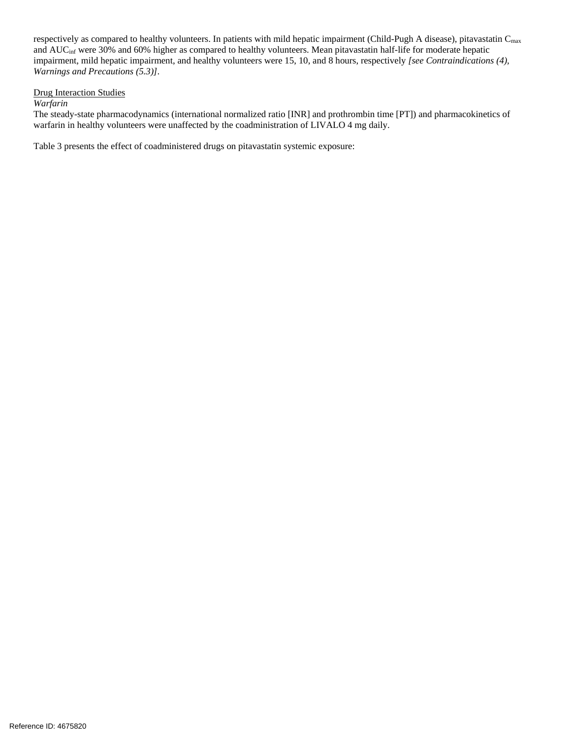respectively as compared to healthy volunteers. In patients with mild hepatic impairment (Child-Pugh A disease), pitavastatin $C_{max}$ and $AUC_{inf}$ were 30% and 60% higher as compared to healthy volunteers. Mean pitavastatin half-life for moderate hepatic impairment, mild hepatic impairment, and healthy volunteers were 15, 10, and 8 hours, respectively *[see Contraindications (4), Warnings and Precautions (5.3)]*.

Drug Interaction Studies

*Warfarin*

The steady-state pharmacodynamics (international normalized ratio [INR] and prothrombin time [PT]) and pharmacokinetics of warfarin in healthy volunteers were unaffected by the coadministration of LIVALO 4 mg daily.

Table 3 presents the effect of coadministered drugs on pitavastatin systemic exposure: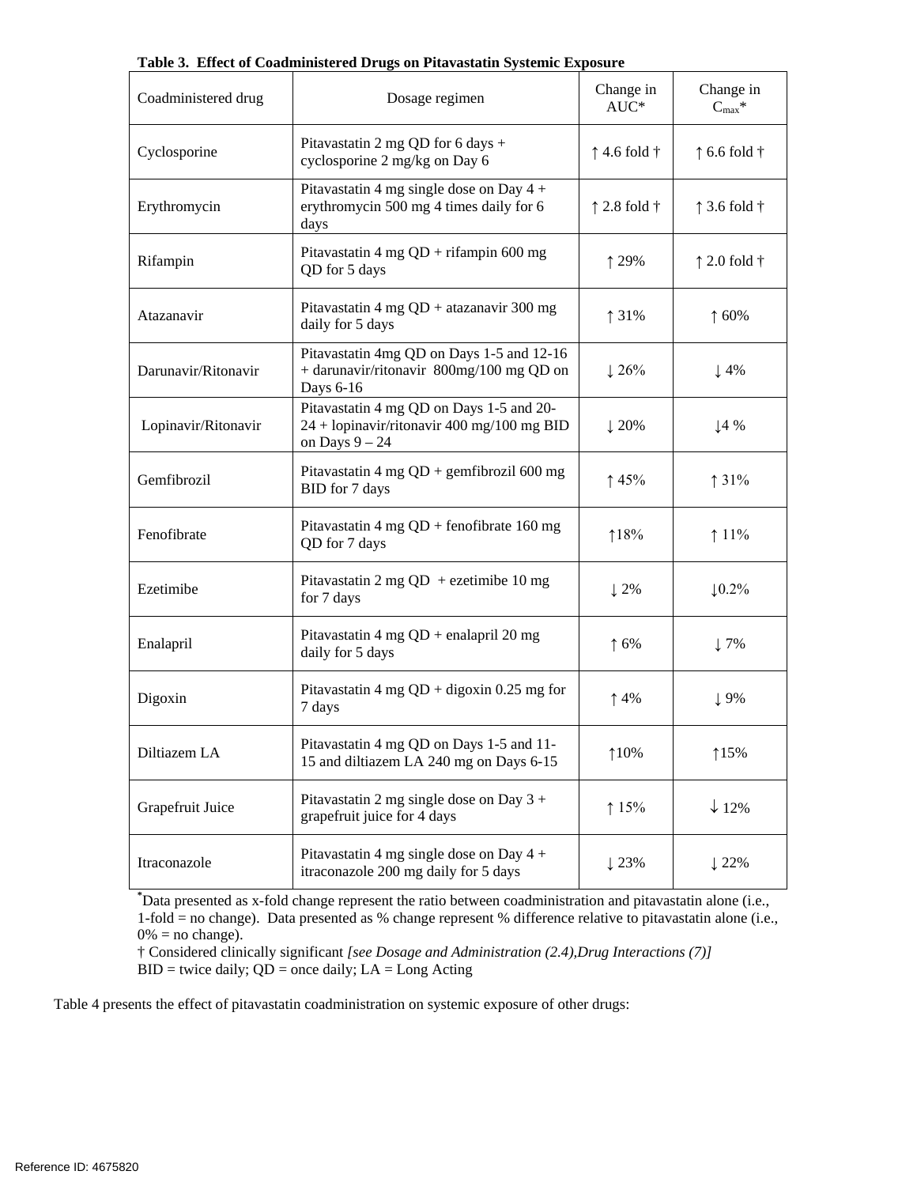**Table 3. Effect of Coadministered Drugs on Pitavastatin Systemic Exposure**

| Coadministered drug | Dosage regimen | Change in AUC* | Change in $C_{max}$* |
|---|---|---|---|
| Cyclosporine | Pitavastatin 2 mg QD for 6 days + cyclosporine 2 mg/kg on Day 6 | ↑ 4.6 fold † | ↑ 6.6 fold † |
| Erythromycin | Pitavastatin 4 mg single dose on Day 4 + erythromycin 500 mg 4 times daily for 6 days | ↑ 2.8 fold † | ↑ 3.6 fold † |
| Rifampin | Pitavastatin 4 mg QD + rifampin 600 mg QD for 5 days | ↑ 29% | ↑ 2.0 fold † |
| Atazanavir | Pitavastatin 4 mg QD + atazanavir 300 mg daily for 5 days | ↑ 31% | ↑ 60% |
| Darunavir/Ritonavir | Pitavastatin 4mg QD on Days 1-5 and 12-16 + darunavir/ritonavir 800mg/100 mg QD on Days 6-16 | ↓ 26% | ↓ 4% |
| Lopinavir/Ritonavir | Pitavastatin 4 mg QD on Days 1-5 and 20-24 + lopinavir/ritonavir 400 mg/100 mg BID on Days 9 – 24 | ↓ 20% | ↓4 % |
| Gemfibrozil | Pitavastatin 4 mg QD + gemfibrozil 600 mg BID for 7 days | ↑ 45% | ↑ 31% |
| Fenofibrate | Pitavastatin 4 mg QD + fenofibrate 160 mg QD for 7 days | ↑18% | ↑ 11% |
| Ezetimibe | Pitavastatin 2 mg QD + ezetimibe 10 mg for 7 days | ↓ 2% | ↓0.2% |
| Enalapril | Pitavastatin 4 mg QD + enalapril 20 mg daily for 5 days | ↑ 6% | ↓ 7% |
| Digoxin | Pitavastatin 4 mg QD + digoxin 0.25 mg for 7 days | ↑ 4% | ↓ 9% |
| Diltiazem LA | Pitavastatin 4 mg QD on Days 1-5 and 11-15 and diltiazem LA 240 mg on Days 6-15 | ↑10% | ↑15% |
| Grapefruit Juice | Pitavastatin 2 mg single dose on Day 3 + grapefruit juice for 4 days | ↑ 15% | ↓ 12% |
| Itraconazole | Pitavastatin 4 mg single dose on Day 4 + itraconazole 200 mg daily for 5 days | ↓ 23% | ↓ 22% |

*Data presented as x-fold change represent the ratio between coadministration and pitavastatin alone (i.e., 1-fold = no change). Data presented as % change represent % difference relative to pitavastatin alone (i.e., 0% = no change).

† Considered clinically significant *[see Dosage and Administration (2.4),Drug Interactions (7)]*

BID = twice daily; QD = once daily; LA = Long Acting

Table 4 presents the effect of pitavastatin coadministration on systemic exposure of other drugs: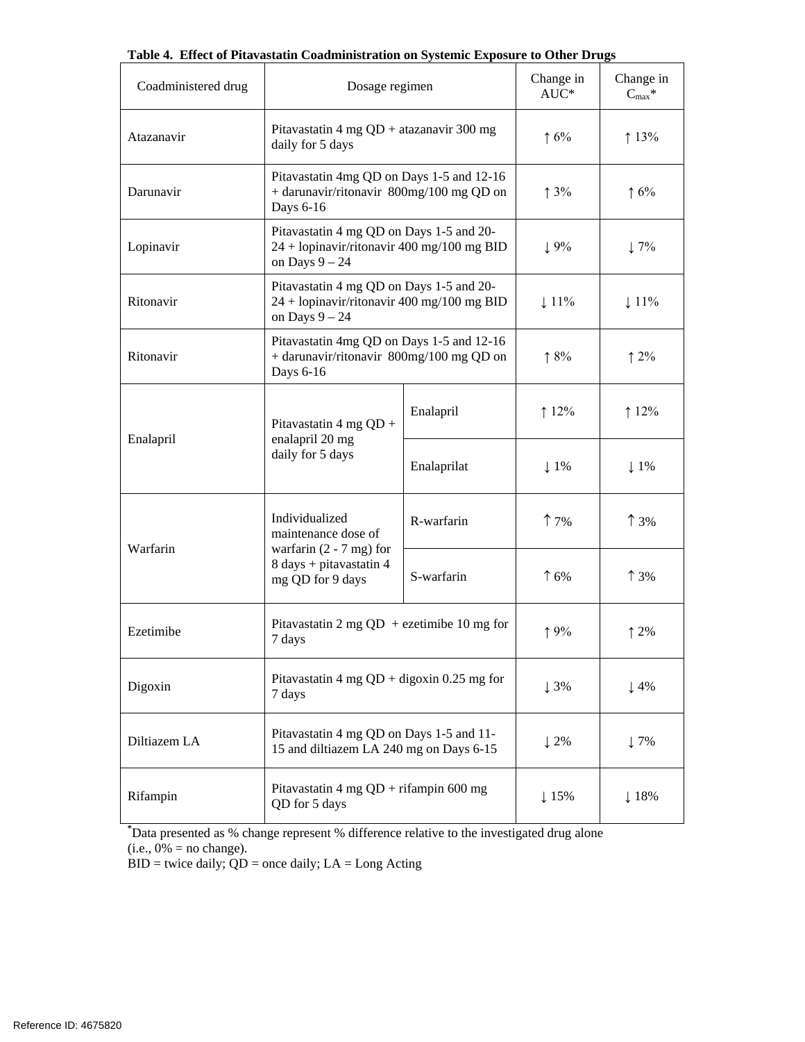**Table 4. Effect of Pitavastatin Coadministration on Systemic Exposure to Other Drugs**

| Coadministered drug | Dosage regimen | | Change in AUC* | Change in $C_{max}$* |
|---|---|---|---|---|
| Atazanavir | Pitavastatin 4 mg QD + atazanavir 300 mg daily for 5 days | | ↑ 6% | ↑ 13% |
| Darunavir | Pitavastatin 4mg QD on Days 1-5 and 12-16 + darunavir/ritonavir 800mg/100 mg QD on Days 6-16 | | ↑ 3% | ↑ 6% |
| Lopinavir | Pitavastatin 4 mg QD on Days 1-5 and 20-24 + lopinavir/ritonavir 400 mg/100 mg BID on Days 9 – 24 | | ↓ 9% | ↓ 7% |
| Ritonavir | Pitavastatin 4 mg QD on Days 1-5 and 20-24 + lopinavir/ritonavir 400 mg/100 mg BID on Days 9 – 24 | | ↓ 11% | ↓ 11% |
| Ritonavir | Pitavastatin 4mg QD on Days 1-5 and 12-16 + darunavir/ritonavir 800mg/100 mg QD on Days 6-16 | | ↑ 8% | ↑ 2% |
| Enalapril | Pitavastatin 4 mg QD + enalapril 20 mg daily for 5 days | Enalapril | ↑ 12% | ↑ 12% |
| | | Enalaprilat | ↓ 1% | ↓ 1% |
| Warfarin | Individualized maintenance dose of warfarin (2 - 7 mg) for 8 days + pitavastatin 4 mg QD for 9 days | R-warfarin | ↑ 7% | ↑ 3% |
| | | S-warfarin | ↑ 6% | ↑ 3% |
| Ezetimibe | Pitavastatin 2 mg QD + ezetimibe 10 mg for 7 days | | ↑ 9% | ↑ 2% |
| Digoxin | Pitavastatin 4 mg QD + digoxin 0.25 mg for 7 days | | ↓ 3% | ↓ 4% |
| Diltiazem LA | Pitavastatin 4 mg QD on Days 1-5 and 11-15 and diltiazem LA 240 mg on Days 6-15 | | ↓ 2% | ↓ 7% |
| Rifampin | Pitavastatin 4 mg QD + rifampin 600 mg QD for 5 days | | ↓ 15% | ↓ 18% |

*Data presented as % change represent % difference relative to the investigated drug alone (i.e., 0% = no change).
BID = twice daily; QD = once daily; LA = Long Acting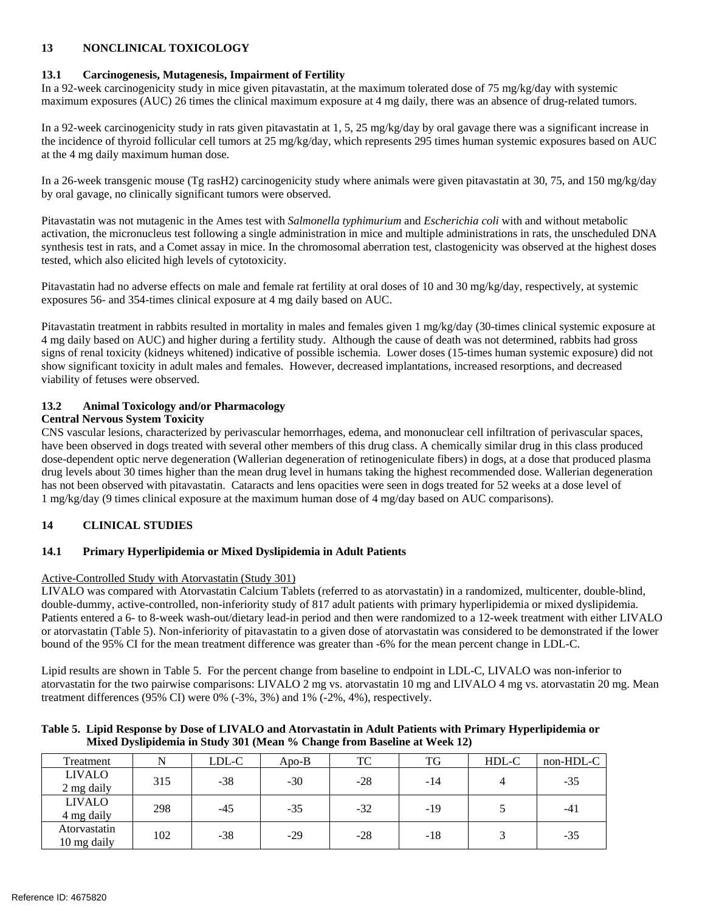## 13 NONCLINICAL TOXICOLOGY

### 13.1 Carcinogenesis, Mutagenesis, Impairment of Fertility

In a 92-week carcinogenicity study in mice given pitavastatin, at the maximum tolerated dose of 75 mg/kg/day with systemic maximum exposures (AUC) 26 times the clinical maximum exposure at 4 mg daily, there was an absence of drug-related tumors.

In a 92-week carcinogenicity study in rats given pitavastatin at 1, 5, 25 mg/kg/day by oral gavage there was a significant increase in the incidence of thyroid follicular cell tumors at 25 mg/kg/day, which represents 295 times human systemic exposures based on AUC at the 4 mg daily maximum human dose.

In a 26-week transgenic mouse (Tg rasH2) carcinogenicity study where animals were given pitavastatin at 30, 75, and 150 mg/kg/day by oral gavage, no clinically significant tumors were observed.

Pitavastatin was not mutagenic in the Ames test with *Salmonella typhimurium* and *Escherichia coli* with and without metabolic activation, the micronucleus test following a single administration in mice and multiple administrations in rats, the unscheduled DNA synthesis test in rats, and a Comet assay in mice. In the chromosomal aberration test, clastogenicity was observed at the highest doses tested, which also elicited high levels of cytotoxicity.

Pitavastatin had no adverse effects on male and female rat fertility at oral doses of 10 and 30 mg/kg/day, respectively, at systemic exposures 56- and 354-times clinical exposure at 4 mg daily based on AUC.

Pitavastatin treatment in rabbits resulted in mortality in males and females given 1 mg/kg/day (30-times clinical systemic exposure at 4 mg daily based on AUC) and higher during a fertility study. Although the cause of death was not determined, rabbits had gross signs of renal toxicity (kidneys whitened) indicative of possible ischemia. Lower doses (15-times human systemic exposure) did not show significant toxicity in adult males and females. However, decreased implantations, increased resorptions, and decreased viability of fetuses were observed.

### 13.2 Animal Toxicology and/or Pharmacology

**Central Nervous System Toxicity**

CNS vascular lesions, characterized by perivascular hemorrhages, edema, and mononuclear cell infiltration of perivascular spaces, have been observed in dogs treated with several other members of this drug class. A chemically similar drug in this class produced dose-dependent optic nerve degeneration (Wallerian degeneration of retinogeniculate fibers) in dogs, at a dose that produced plasma drug levels about 30 times higher than the mean drug level in humans taking the highest recommended dose. Wallerian degeneration has not been observed with pitavastatin. Cataracts and lens opacities were seen in dogs treated for 52 weeks at a dose level of 1 mg/kg/day (9 times clinical exposure at the maximum human dose of 4 mg/day based on AUC comparisons).

## 14 CLINICAL STUDIES

### 14.1 Primary Hyperlipidemia or Mixed Dyslipidemia in Adult Patients

Active-Controlled Study with Atorvastatin (Study 301)

LIVALO was compared with Atorvastatin Calcium Tablets (referred to as atorvastatin) in a randomized, multicenter, double-blind, double-dummy, active-controlled, non-inferiority study of 817 adult patients with primary hyperlipidemia or mixed dyslipidemia. Patients entered a 6- to 8-week wash-out/dietary lead-in period and then were randomized to a 12-week treatment with either LIVALO or atorvastatin (Table 5). Non-inferiority of pitavastatin to a given dose of atorvastatin was considered to be demonstrated if the lower bound of the 95% CI for the mean treatment difference was greater than -6% for the mean percent change in LDL-C.

Lipid results are shown in Table 5. For the percent change from baseline to endpoint in LDL-C, LIVALO was non-inferior to atorvastatin for the two pairwise comparisons: LIVALO 2 mg vs. atorvastatin 10 mg and LIVALO 4 mg vs. atorvastatin 20 mg. Mean treatment differences (95% CI) were 0% (-3%, 3%) and 1% (-2%, 4%), respectively.

**Table 5. Lipid Response by Dose of LIVALO and Atorvastatin in Adult Patients with Primary Hyperlipidemia or Mixed Dyslipidemia in Study 301 (Mean % Change from Baseline at Week 12)**

| Treatment | N | LDL-C | Apo-B | TC | TG | HDL-C | non-HDL-C |
|---|---|---|---|---|---|---|---|
| LIVALO 2 mg daily | 315 | -38 | -30 | -28 | -14 | 4 | -35 |
| LIVALO 4 mg daily | 298 | -45 | -35 | -32 | -19 | 5 | -41 |
| Atorvastatin 10 mg daily | 102 | -38 | -29 | -28 | -18 | 3 | -35 |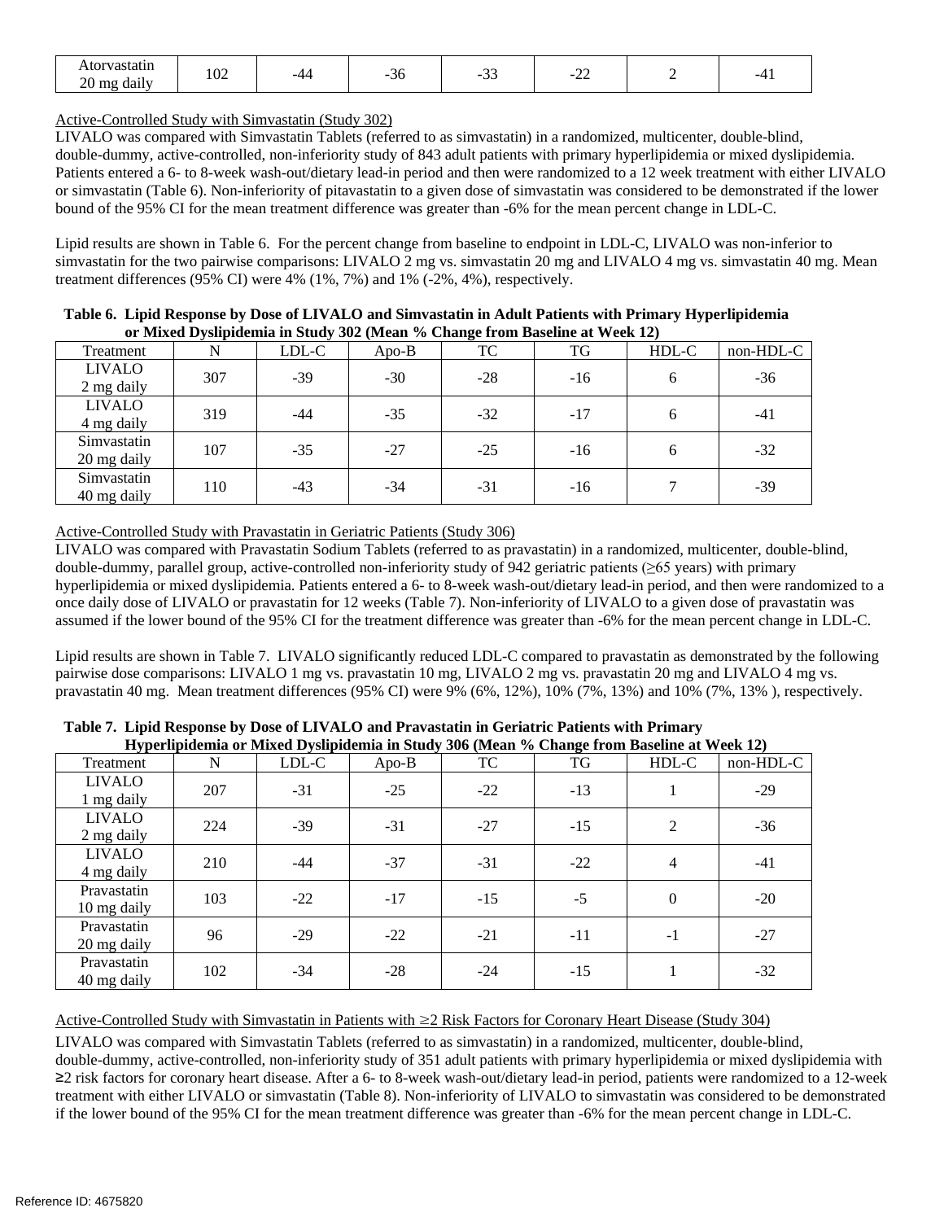| Atorvastatin 20 mg daily | 102 | -44 | -36 | -33 | -22 | 2 | -41 |
|---|---|---|---|---|---|---|---|

Active-Controlled Study with Simvastatin (Study 302)

LIVALO was compared with Simvastatin Tablets (referred to as simvastatin) in a randomized, multicenter, double-blind, double-dummy, active-controlled, non-inferiority study of 843 adult patients with primary hyperlipidemia or mixed dyslipidemia. Patients entered a 6- to 8-week wash-out/dietary lead-in period and then were randomized to a 12 week treatment with either LIVALO or simvastatin (Table 6). Non-inferiority of pitavastatin to a given dose of simvastatin was considered to be demonstrated if the lower bound of the 95% CI for the mean treatment difference was greater than -6% for the mean percent change in LDL-C.

Lipid results are shown in Table 6. For the percent change from baseline to endpoint in LDL-C, LIVALO was non-inferior to simvastatin for the two pairwise comparisons: LIVALO 2 mg vs. simvastatin 20 mg and LIVALO 4 mg vs. simvastatin 40 mg. Mean treatment differences (95% CI) were 4% (1%, 7%) and 1% (-2%, 4%), respectively.

**Table 6. Lipid Response by Dose of LIVALO and Simvastatin in Adult Patients with Primary Hyperlipidemia or Mixed Dyslipidemia in Study 302 (Mean % Change from Baseline at Week 12)**

| Treatment | N | LDL-C | Apo-B | TC | TG | HDL-C | non-HDL-C |
|---|---|---|---|---|---|---|---|
| LIVALO 2 mg daily | 307 | -39 | -30 | -28 | -16 | 6 | -36 |
| LIVALO 4 mg daily | 319 | -44 | -35 | -32 | -17 | 6 | -41 |
| Simvastatin 20 mg daily | 107 | -35 | -27 | -25 | -16 | 6 | -32 |
| Simvastatin 40 mg daily | 110 | -43 | -34 | -31 | -16 | 7 | -39 |

Active-Controlled Study with Pravastatin in Geriatric Patients (Study 306)

LIVALO was compared with Pravastatin Sodium Tablets (referred to as pravastatin) in a randomized, multicenter, double-blind, double-dummy, parallel group, active-controlled non-inferiority study of 942 geriatric patients (≥65 years) with primary hyperlipidemia or mixed dyslipidemia. Patients entered a 6- to 8-week wash-out/dietary lead-in period, and then were randomized to a once daily dose of LIVALO or pravastatin for 12 weeks (Table 7). Non-inferiority of LIVALO to a given dose of pravastatin was assumed if the lower bound of the 95% CI for the treatment difference was greater than -6% for the mean percent change in LDL-C.

Lipid results are shown in Table 7. LIVALO significantly reduced LDL-C compared to pravastatin as demonstrated by the following pairwise dose comparisons: LIVALO 1 mg vs. pravastatin 10 mg, LIVALO 2 mg vs. pravastatin 20 mg and LIVALO 4 mg vs. pravastatin 40 mg. Mean treatment differences (95% CI) were 9% (6%, 12%), 10% (7%, 13%) and 10% (7%, 13% ), respectively.

**Table 7. Lipid Response by Dose of LIVALO and Pravastatin in Geriatric Patients with Primary Hyperlipidemia or Mixed Dyslipidemia in Study 306 (Mean % Change from Baseline at Week 12)**

| Treatment | N | LDL-C | Apo-B | TC | TG | HDL-C | non-HDL-C |
|---|---|---|---|---|---|---|---|
| LIVALO 1 mg daily | 207 | -31 | -25 | -22 | -13 | 1 | -29 |
| LIVALO 2 mg daily | 224 | -39 | -31 | -27 | -15 | 2 | -36 |
| LIVALO 4 mg daily | 210 | -44 | -37 | -31 | -22 | 4 | -41 |
| Pravastatin 10 mg daily | 103 | -22 | -17 | -15 | -5 | 0 | -20 |
| Pravastatin 20 mg daily | 96 | -29 | -22 | -21 | -11 | -1 | -27 |
| Pravastatin 40 mg daily | 102 | -34 | -28 | -24 | -15 | 1 | -32 |

Active-Controlled Study with Simvastatin in Patients with ≥2 Risk Factors for Coronary Heart Disease (Study 304)

LIVALO was compared with Simvastatin Tablets (referred to as simvastatin) in a randomized, multicenter, double-blind, double-dummy, active-controlled, non-inferiority study of 351 adult patients with primary hyperlipidemia or mixed dyslipidemia with ≥2 risk factors for coronary heart disease. After a 6- to 8-week wash-out/dietary lead-in period, patients were randomized to a 12-week treatment with either LIVALO or simvastatin (Table 8). Non-inferiority of LIVALO to simvastatin was considered to be demonstrated if the lower bound of the 95% CI for the mean treatment difference was greater than -6% for the mean percent change in LDL-C.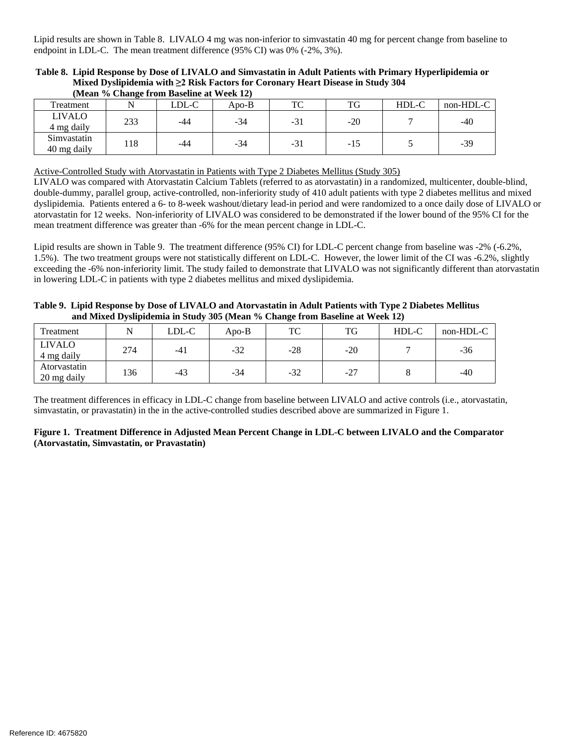Lipid results are shown in Table 8. LIVALO 4 mg was non-inferior to simvastatin 40 mg for percent change from baseline to endpoint in LDL-C. The mean treatment difference (95% CI) was 0% (-2%, 3%).

**Table 8. Lipid Response by Dose of LIVALO and Simvastatin in Adult Patients with Primary Hyperlipidemia or Mixed Dyslipidemia with ≥2 Risk Factors for Coronary Heart Disease in Study 304 (Mean % Change from Baseline at Week 12)**

| Treatment | N | LDL-C | Apo-B | TC | TG | HDL-C | non-HDL-C |
|---|---|---|---|---|---|---|---|
| LIVALO 4 mg daily | 233 | -44 | -34 | -31 | -20 | 7 | -40 |
| Simvastatin 40 mg daily | 118 | -44 | -34 | -31 | -15 | 5 | -39 |

Active-Controlled Study with Atorvastatin in Patients with Type 2 Diabetes Mellitus (Study 305)

LIVALO was compared with Atorvastatin Calcium Tablets (referred to as atorvastatin) in a randomized, multicenter, double-blind, double-dummy, parallel group, active-controlled, non-inferiority study of 410 adult patients with type 2 diabetes mellitus and mixed dyslipidemia. Patients entered a 6- to 8-week washout/dietary lead-in period and were randomized to a once daily dose of LIVALO or atorvastatin for 12 weeks. Non-inferiority of LIVALO was considered to be demonstrated if the lower bound of the 95% CI for the mean treatment difference was greater than -6% for the mean percent change in LDL-C.

Lipid results are shown in Table 9. The treatment difference (95% CI) for LDL-C percent change from baseline was -2% (-6.2%, 1.5%). The two treatment groups were not statistically different on LDL-C. However, the lower limit of the CI was -6.2%, slightly exceeding the -6% non-inferiority limit. The study failed to demonstrate that LIVALO was not significantly different than atorvastatin in lowering LDL-C in patients with type 2 diabetes mellitus and mixed dyslipidemia.

**Table 9. Lipid Response by Dose of LIVALO and Atorvastatin in Adult Patients with Type 2 Diabetes Mellitus and Mixed Dyslipidemia in Study 305 (Mean % Change from Baseline at Week 12)**

| Treatment | N | LDL-C | Apo-B | TC | TG | HDL-C | non-HDL-C |
|---|---|---|---|---|---|---|---|
| LIVALO 4 mg daily | 274 | -41 | -32 | -28 | -20 | 7 | -36 |
| Atorvastatin 20 mg daily | 136 | -43 | -34 | -32 | -27 | 8 | -40 |

The treatment differences in efficacy in LDL-C change from baseline between LIVALO and active controls (i.e., atorvastatin, simvastatin, or pravastatin) in the in the active-controlled studies described above are summarized in Figure 1.

**Figure 1. Treatment Difference in Adjusted Mean Percent Change in LDL-C between LIVALO and the Comparator (Atorvastatin, Simvastatin, or Pravastatin)**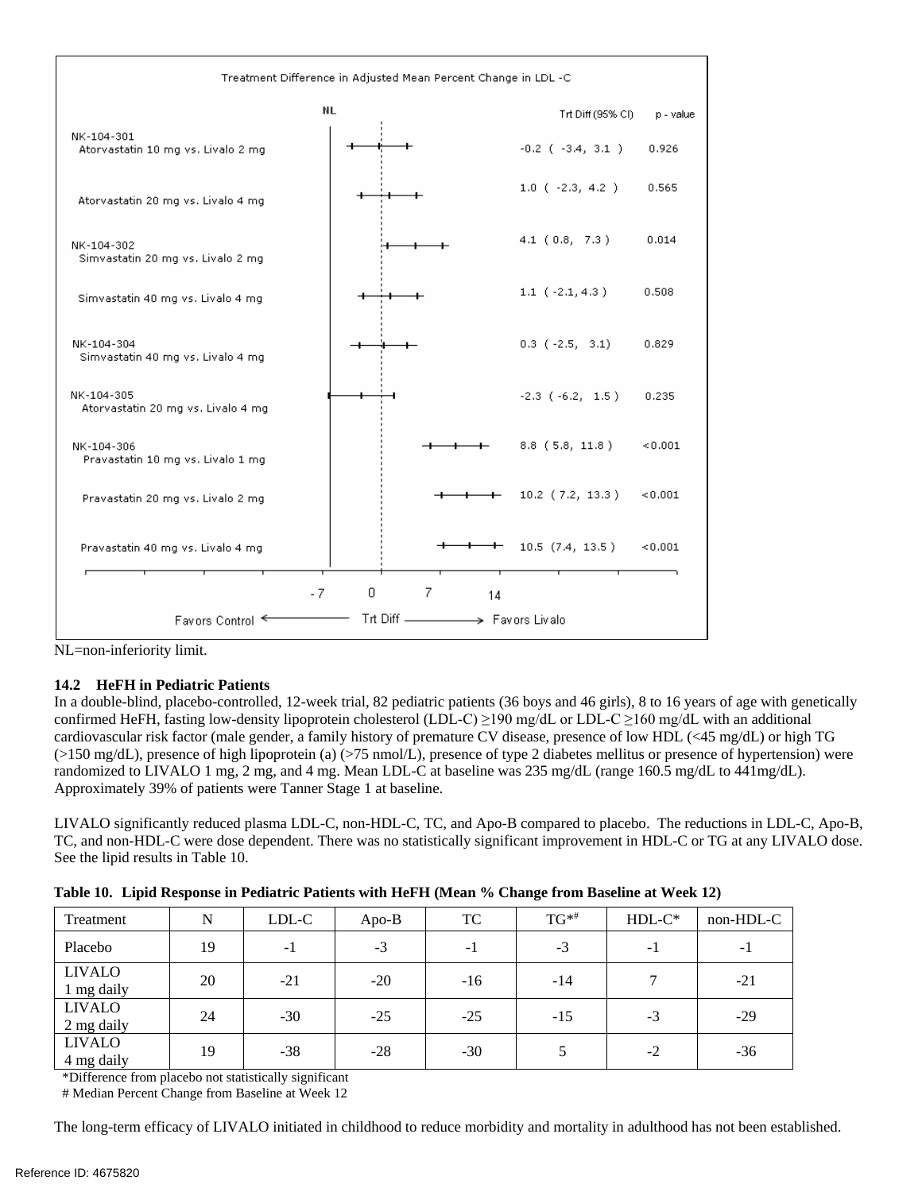Treatment Difference in Adjusted Mean Percent Change in LDL -C

| Study / Comparison | Trt Diff (95% CI) | p - value |
|---|---|---|
| NK-104-301 Atorvastatin 10 mg vs. Livalo 2 mg | -0.2 ( -3.4, 3.1 ) | 0.926 |
| Atorvastatin 20 mg vs. Livalo 4 mg | 1.0 ( -2.3, 4.2 ) | 0.565 |
| NK-104-302 Simvastatin 20 mg vs. Livalo 2 mg | 4.1 ( 0.8, 7.3 ) | 0.014 |
| Simvastatin 40 mg vs. Livalo 4 mg | 1.1 ( -2.1, 4.3 ) | 0.508 |
| NK-104-304 Simvastatin 40 mg vs. Livalo 4 mg | 0.3 ( -2.5, 3.1) | 0.829 |
| NK-104-305 Atorvastatin 20 mg vs. Livalo 4 mg | -2.3 ( -6.2, 1.5 ) | 0.235 |
| NK-104-306 Pravastatin 10 mg vs. Livalo 1 mg | 8.8 ( 5.8, 11.8 ) | <0.001 |
| Pravastatin 20 mg vs. Livalo 2 mg | 10.2 ( 7.2, 13.3 ) | <0.001 |
| Pravastatin 40 mg vs. Livalo 4 mg | 10.5 (7.4, 13.5 ) | <0.001 |

Favors Control ← Trt Diff → Favors Livalo

NL=non-inferiority limit.

### 14.2 HeFH in Pediatric Patients

In a double-blind, placebo-controlled, 12-week trial, 82 pediatric patients (36 boys and 46 girls), 8 to 16 years of age with genetically confirmed HeFH, fasting low-density lipoprotein cholesterol (LDL-C) ≥190 mg/dL or LDL-C ≥160 mg/dL with an additional cardiovascular risk factor (male gender, a family history of premature CV disease, presence of low HDL (<45 mg/dL) or high TG (>150 mg/dL), presence of high lipoprotein (a) (>75 nmol/L), presence of type 2 diabetes mellitus or presence of hypertension) were randomized to LIVALO 1 mg, 2 mg, and 4 mg. Mean LDL-C at baseline was 235 mg/dL (range 160.5 mg/dL to 441mg/dL). Approximately 39% of patients were Tanner Stage 1 at baseline.

LIVALO significantly reduced plasma LDL-C, non-HDL-C, TC, and Apo-B compared to placebo. The reductions in LDL-C, Apo-B, TC, and non-HDL-C were dose dependent. There was no statistically significant improvement in HDL-C or TG at any LIVALO dose. See the lipid results in Table 10.

**Table 10. Lipid Response in Pediatric Patients with HeFH (Mean % Change from Baseline at Week 12)**

| Treatment | N | LDL-C | Apo-B | TC | TG*# | HDL-C* | non-HDL-C |
|---|---|---|---|---|---|---|---|
| Placebo | 19 | -1 | -3 | -1 | -3 | -1 | -1 |
| LIVALO 1 mg daily | 20 | -21 | -20 | -16 | -14 | 7 | -21 |
| LIVALO 2 mg daily | 24 | -30 | -25 | -25 | -15 | -3 | -29 |
| LIVALO 4 mg daily | 19 | -38 | -28 | -30 | 5 | -2 | -36 |

*Difference from placebo not statistically significant
# Median Percent Change from Baseline at Week 12

The long-term efficacy of LIVALO initiated in childhood to reduce morbidity and mortality in adulthood has not been established.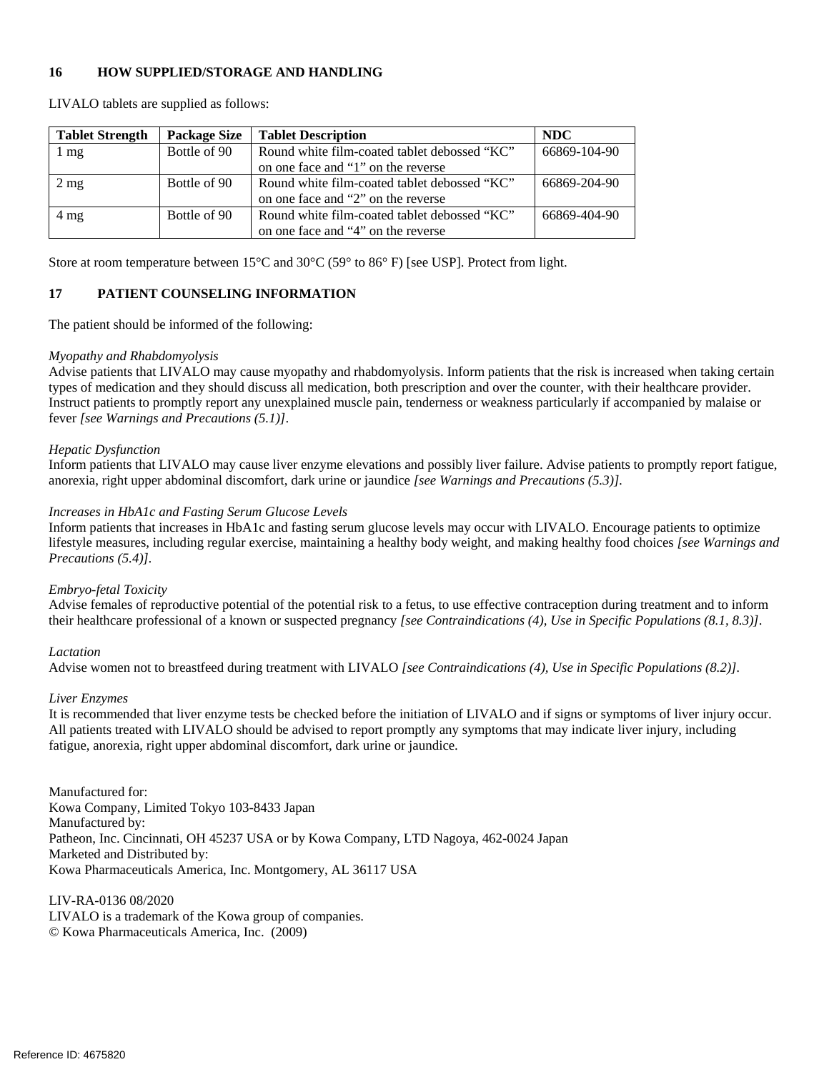## 16 HOW SUPPLIED/STORAGE AND HANDLING

LIVALO tablets are supplied as follows:

| Tablet Strength | Package Size | Tablet Description | NDC |
|---|---|---|---|
| 1 mg | Bottle of 90 | Round white film-coated tablet debossed “KC” on one face and “1” on the reverse | 66869-104-90 |
| 2 mg | Bottle of 90 | Round white film-coated tablet debossed “KC” on one face and “2” on the reverse | 66869-204-90 |
| 4 mg | Bottle of 90 | Round white film-coated tablet debossed “KC” on one face and “4” on the reverse | 66869-404-90 |

Store at room temperature between 15°C and 30°C (59° to 86° F) [see USP]. Protect from light.

## 17 PATIENT COUNSELING INFORMATION

The patient should be informed of the following:

*Myopathy and Rhabdomyolysis*

Advise patients that LIVALO may cause myopathy and rhabdomyolysis. Inform patients that the risk is increased when taking certain types of medication and they should discuss all medication, both prescription and over the counter, with their healthcare provider. Instruct patients to promptly report any unexplained muscle pain, tenderness or weakness particularly if accompanied by malaise or fever *[see Warnings and Precautions (5.1)]*.

*Hepatic Dysfunction*

Inform patients that LIVALO may cause liver enzyme elevations and possibly liver failure. Advise patients to promptly report fatigue, anorexia, right upper abdominal discomfort, dark urine or jaundice *[see Warnings and Precautions (5.3)].*

*Increases in HbA1c and Fasting Serum Glucose Levels*

Inform patients that increases in HbA1c and fasting serum glucose levels may occur with LIVALO. Encourage patients to optimize lifestyle measures, including regular exercise, maintaining a healthy body weight, and making healthy food choices *[see Warnings and Precautions (5.4)]*.

*Embryo-fetal Toxicity*

Advise females of reproductive potential of the potential risk to a fetus, to use effective contraception during treatment and to inform their healthcare professional of a known or suspected pregnancy *[see Contraindications (4), Use in Specific Populations (8.1, 8.3)]*.

*Lactation*

Advise women not to breastfeed during treatment with LIVALO *[see Contraindications (4), Use in Specific Populations (8.2)]*.

*Liver Enzymes*

It is recommended that liver enzyme tests be checked before the initiation of LIVALO and if signs or symptoms of liver injury occur. All patients treated with LIVALO should be advised to report promptly any symptoms that may indicate liver injury, including fatigue, anorexia, right upper abdominal discomfort, dark urine or jaundice.

Manufactured for:
Kowa Company, Limited Tokyo 103-8433 Japan
Manufactured by:
Patheon, Inc. Cincinnati, OH 45237 USA or by Kowa Company, LTD Nagoya, 462-0024 Japan
Marketed and Distributed by:
Kowa Pharmaceuticals America, Inc. Montgomery, AL 36117 USA

LIV-RA-0136 08/2020
LIVALO is a trademark of the Kowa group of companies.
© Kowa Pharmaceuticals America, Inc. (2009)